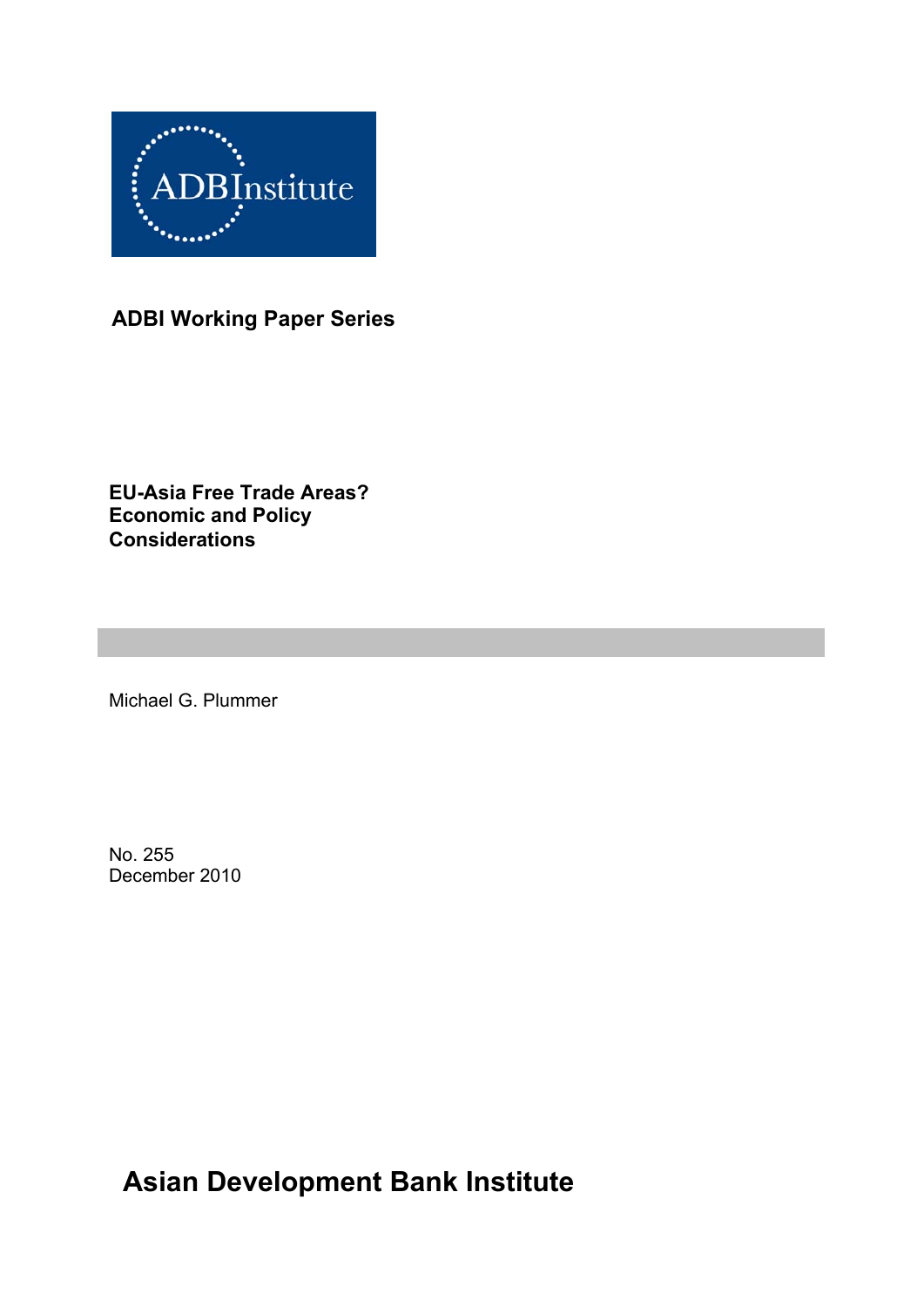ADBInstitute

**ADBI Working Paper Series**

# EU-Asia Free Trade Areas? Economic and Policy Considerations

Michael G. Plummer

No. 255
December 2010

**Asian Development Bank Institute**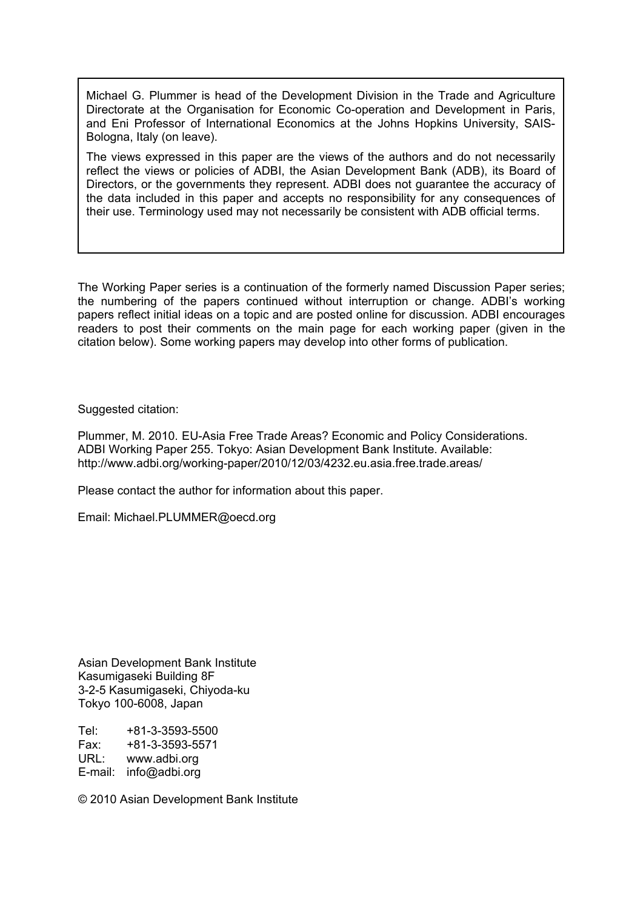Michael G. Plummer is head of the Development Division in the Trade and Agriculture Directorate at the Organisation for Economic Co-operation and Development in Paris, and Eni Professor of International Economics at the Johns Hopkins University, SAIS-Bologna, Italy (on leave).

The views expressed in this paper are the views of the authors and do not necessarily reflect the views or policies of ADBI, the Asian Development Bank (ADB), its Board of Directors, or the governments they represent. ADBI does not guarantee the accuracy of the data included in this paper and accepts no responsibility for any consequences of their use. Terminology used may not necessarily be consistent with ADB official terms.

The Working Paper series is a continuation of the formerly named Discussion Paper series; the numbering of the papers continued without interruption or change. ADBI's working papers reflect initial ideas on a topic and are posted online for discussion. ADBI encourages readers to post their comments on the main page for each working paper (given in the citation below). Some working papers may develop into other forms of publication.

Suggested citation:

Plummer, M. 2010. EU-Asia Free Trade Areas? Economic and Policy Considerations. ADBI Working Paper 255. Tokyo: Asian Development Bank Institute. Available: http://www.adbi.org/working-paper/2010/12/03/4232.eu.asia.free.trade.areas/

Please contact the author for information about this paper.

Email: Michael.PLUMMER@oecd.org

Asian Development Bank Institute  
Kasumigaseki Building 8F  
3-2-5 Kasumigaseki, Chiyoda-ku  
Tokyo 100-6008, Japan

Tel: +81-3-3593-5500  
Fax: +81-3-3593-5571  
URL: www.adbi.org  
E-mail: info@adbi.org

© 2010 Asian Development Bank Institute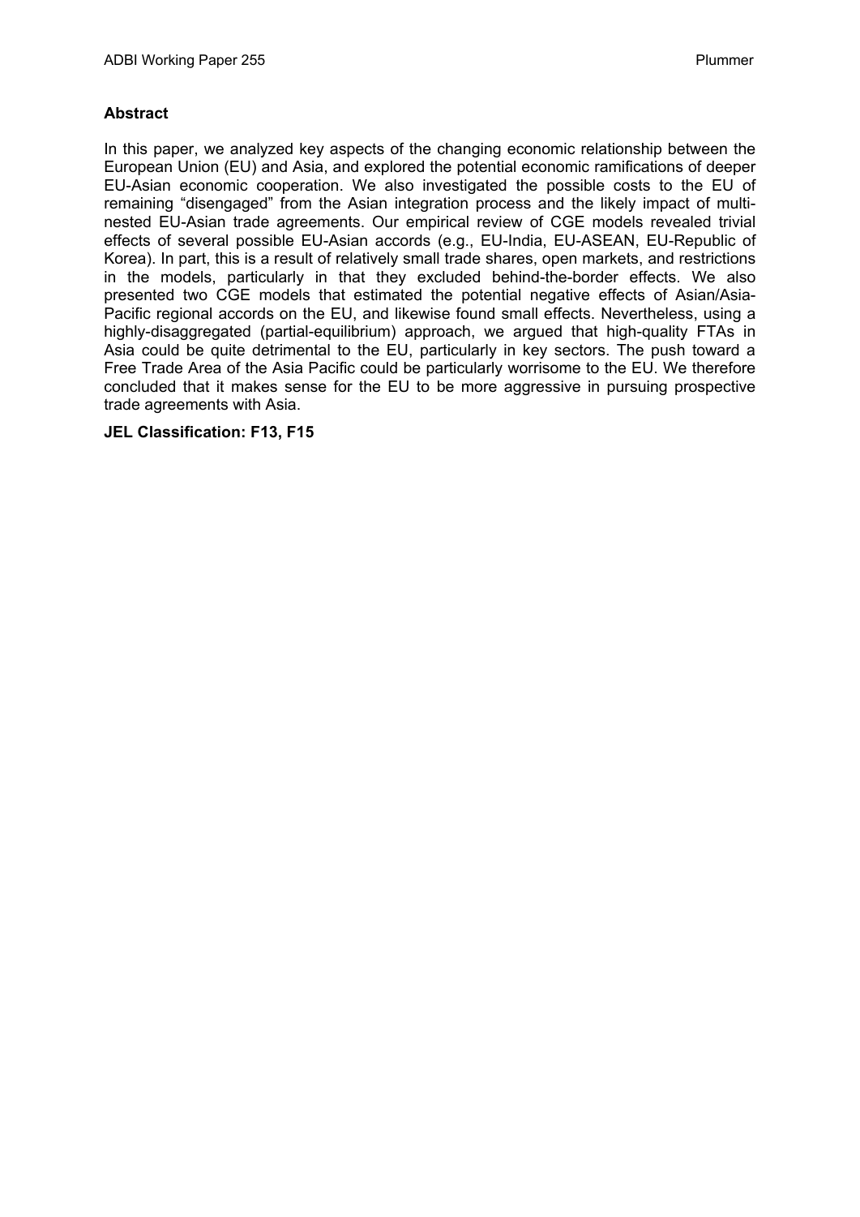**Abstract**

In this paper, we analyzed key aspects of the changing economic relationship between the European Union (EU) and Asia, and explored the potential economic ramifications of deeper EU-Asian economic cooperation. We also investigated the possible costs to the EU of remaining "disengaged" from the Asian integration process and the likely impact of multi-nested EU-Asian trade agreements. Our empirical review of CGE models revealed trivial effects of several possible EU-Asian accords (e.g., EU-India, EU-ASEAN, EU-Republic of Korea). In part, this is a result of relatively small trade shares, open markets, and restrictions in the models, particularly in that they excluded behind-the-border effects. We also presented two CGE models that estimated the potential negative effects of Asian/Asia-Pacific regional accords on the EU, and likewise found small effects. Nevertheless, using a highly-disaggregated (partial-equilibrium) approach, we argued that high-quality FTAs in Asia could be quite detrimental to the EU, particularly in key sectors. The push toward a Free Trade Area of the Asia Pacific could be particularly worrisome to the EU. We therefore concluded that it makes sense for the EU to be more aggressive in pursuing prospective trade agreements with Asia.

**JEL Classification: F13, F15**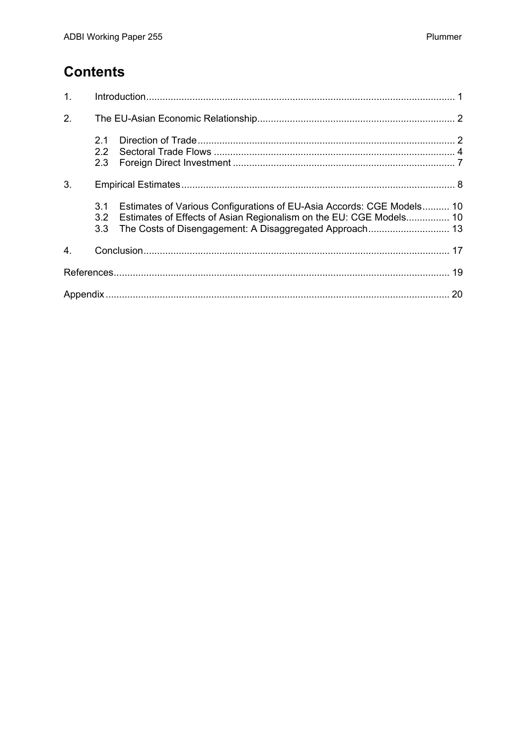# Contents

1. Introduction ..... 1
2. The EU-Asian Economic Relationship ..... 2
   - 2.1 Direction of Trade ..... 2
   - 2.2 Sectoral Trade Flows ..... 4
   - 2.3 Foreign Direct Investment ..... 7
3. Empirical Estimates ..... 8
   - 3.1 Estimates of Various Configurations of EU-Asia Accords: CGE Models ..... 10
   - 3.2 Estimates of Effects of Asian Regionalism on the EU: CGE Models ..... 10
   - 3.3 The Costs of Disengagement: A Disaggregated Approach ..... 13
4. Conclusion ..... 17

References ..... 19

Appendix ..... 20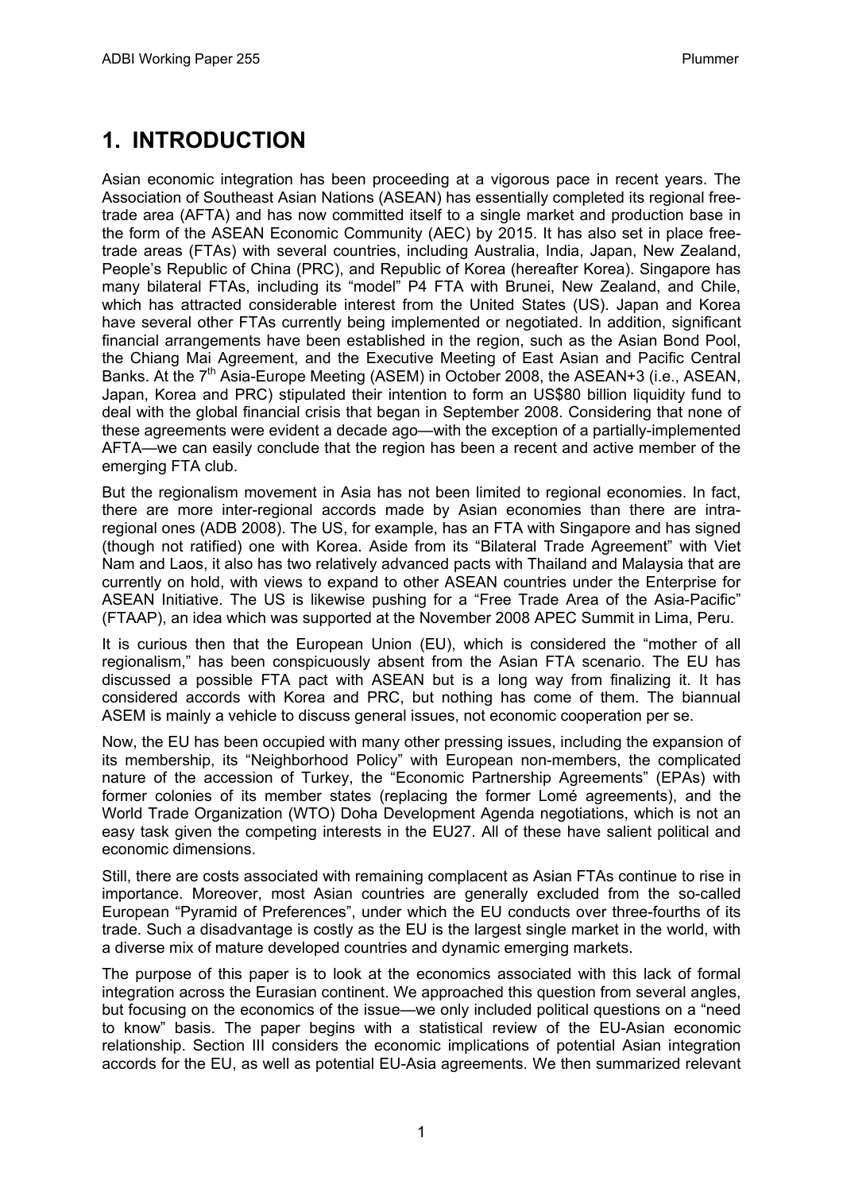# 1. INTRODUCTION

Asian economic integration has been proceeding at a vigorous pace in recent years. The Association of Southeast Asian Nations (ASEAN) has essentially completed its regional free-trade area (AFTA) and has now committed itself to a single market and production base in the form of the ASEAN Economic Community (AEC) by 2015. It has also set in place free-trade areas (FTAs) with several countries, including Australia, India, Japan, New Zealand, People's Republic of China (PRC), and Republic of Korea (hereafter Korea). Singapore has many bilateral FTAs, including its "model" P4 FTA with Brunei, New Zealand, and Chile, which has attracted considerable interest from the United States (US). Japan and Korea have several other FTAs currently being implemented or negotiated. In addition, significant financial arrangements have been established in the region, such as the Asian Bond Pool, the Chiang Mai Agreement, and the Executive Meeting of East Asian and Pacific Central Banks. At the 7th Asia-Europe Meeting (ASEM) in October 2008, the ASEAN+3 (i.e., ASEAN, Japan, Korea and PRC) stipulated their intention to form an US$80 billion liquidity fund to deal with the global financial crisis that began in September 2008. Considering that none of these agreements were evident a decade ago—with the exception of a partially-implemented AFTA—we can easily conclude that the region has been a recent and active member of the emerging FTA club.

But the regionalism movement in Asia has not been limited to regional economies. In fact, there are more inter-regional accords made by Asian economies than there are intra-regional ones (ADB 2008). The US, for example, has an FTA with Singapore and has signed (though not ratified) one with Korea. Aside from its "Bilateral Trade Agreement" with Viet Nam and Laos, it also has two relatively advanced pacts with Thailand and Malaysia that are currently on hold, with views to expand to other ASEAN countries under the Enterprise for ASEAN Initiative. The US is likewise pushing for a "Free Trade Area of the Asia-Pacific" (FTAAP), an idea which was supported at the November 2008 APEC Summit in Lima, Peru.

It is curious then that the European Union (EU), which is considered the "mother of all regionalism," has been conspicuously absent from the Asian FTA scenario. The EU has discussed a possible FTA pact with ASEAN but is a long way from finalizing it. It has considered accords with Korea and PRC, but nothing has come of them. The biannual ASEM is mainly a vehicle to discuss general issues, not economic cooperation per se.

Now, the EU has been occupied with many other pressing issues, including the expansion of its membership, its "Neighborhood Policy" with European non-members, the complicated nature of the accession of Turkey, the "Economic Partnership Agreements" (EPAs) with former colonies of its member states (replacing the former Lomé agreements), and the World Trade Organization (WTO) Doha Development Agenda negotiations, which is not an easy task given the competing interests in the EU27. All of these have salient political and economic dimensions.

Still, there are costs associated with remaining complacent as Asian FTAs continue to rise in importance. Moreover, most Asian countries are generally excluded from the so-called European "Pyramid of Preferences", under which the EU conducts over three-fourths of its trade. Such a disadvantage is costly as the EU is the largest single market in the world, with a diverse mix of mature developed countries and dynamic emerging markets.

The purpose of this paper is to look at the economics associated with this lack of formal integration across the Eurasian continent. We approached this question from several angles, but focusing on the economics of the issue—we only included political questions on a "need to know" basis. The paper begins with a statistical review of the EU-Asian economic relationship. Section III considers the economic implications of potential Asian integration accords for the EU, as well as potential EU-Asia agreements. We then summarized relevant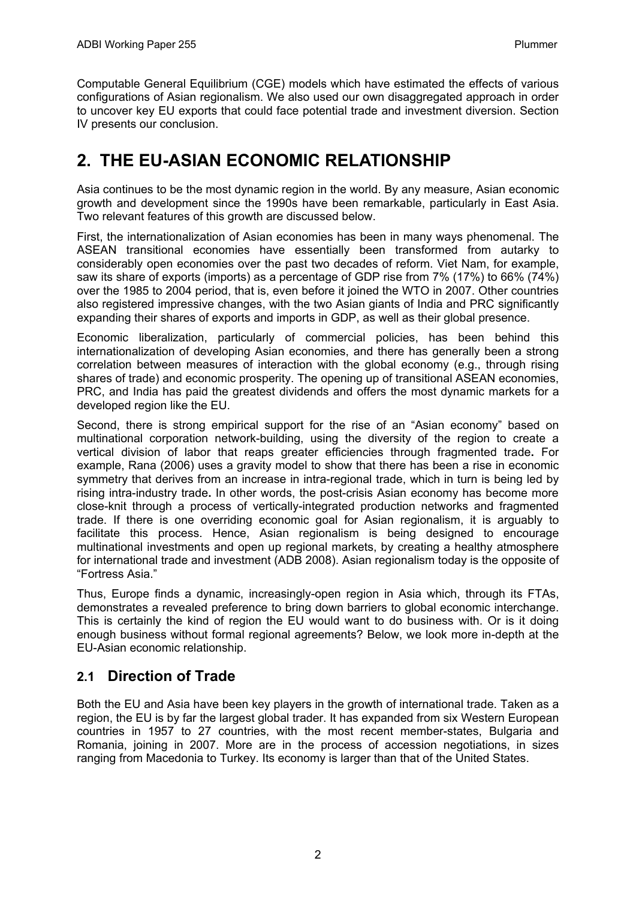Computable General Equilibrium (CGE) models which have estimated the effects of various configurations of Asian regionalism. We also used our own disaggregated approach in order to uncover key EU exports that could face potential trade and investment diversion. Section IV presents our conclusion.

# 2. THE EU-ASIAN ECONOMIC RELATIONSHIP

Asia continues to be the most dynamic region in the world. By any measure, Asian economic growth and development since the 1990s have been remarkable, particularly in East Asia. Two relevant features of this growth are discussed below.

First, the internationalization of Asian economies has been in many ways phenomenal. The ASEAN transitional economies have essentially been transformed from autarky to considerably open economies over the past two decades of reform. Viet Nam, for example, saw its share of exports (imports) as a percentage of GDP rise from 7% (17%) to 66% (74%) over the 1985 to 2004 period, that is, even before it joined the WTO in 2007. Other countries also registered impressive changes, with the two Asian giants of India and PRC significantly expanding their shares of exports and imports in GDP, as well as their global presence.

Economic liberalization, particularly of commercial policies, has been behind this internationalization of developing Asian economies, and there has generally been a strong correlation between measures of interaction with the global economy (e.g., through rising shares of trade) and economic prosperity. The opening up of transitional ASEAN economies, PRC, and India has paid the greatest dividends and offers the most dynamic markets for a developed region like the EU.

Second, there is strong empirical support for the rise of an "Asian economy" based on multinational corporation network-building, using the diversity of the region to create a vertical division of labor that reaps greater efficiencies through fragmented trade**.** For example, Rana (2006) uses a gravity model to show that there has been a rise in economic symmetry that derives from an increase in intra-regional trade, which in turn is being led by rising intra-industry trade**.** In other words, the post-crisis Asian economy has become more close-knit through a process of vertically-integrated production networks and fragmented trade. If there is one overriding economic goal for Asian regionalism, it is arguably to facilitate this process. Hence, Asian regionalism is being designed to encourage multinational investments and open up regional markets, by creating a healthy atmosphere for international trade and investment (ADB 2008). Asian regionalism today is the opposite of "Fortress Asia."

Thus, Europe finds a dynamic, increasingly-open region in Asia which, through its FTAs, demonstrates a revealed preference to bring down barriers to global economic interchange. This is certainly the kind of region the EU would want to do business with. Or is it doing enough business without formal regional agreements? Below, we look more in-depth at the EU-Asian economic relationship.

## 2.1 Direction of Trade

Both the EU and Asia have been key players in the growth of international trade. Taken as a region, the EU is by far the largest global trader. It has expanded from six Western European countries in 1957 to 27 countries, with the most recent member-states, Bulgaria and Romania, joining in 2007. More are in the process of accession negotiations, in sizes ranging from Macedonia to Turkey. Its economy is larger than that of the United States.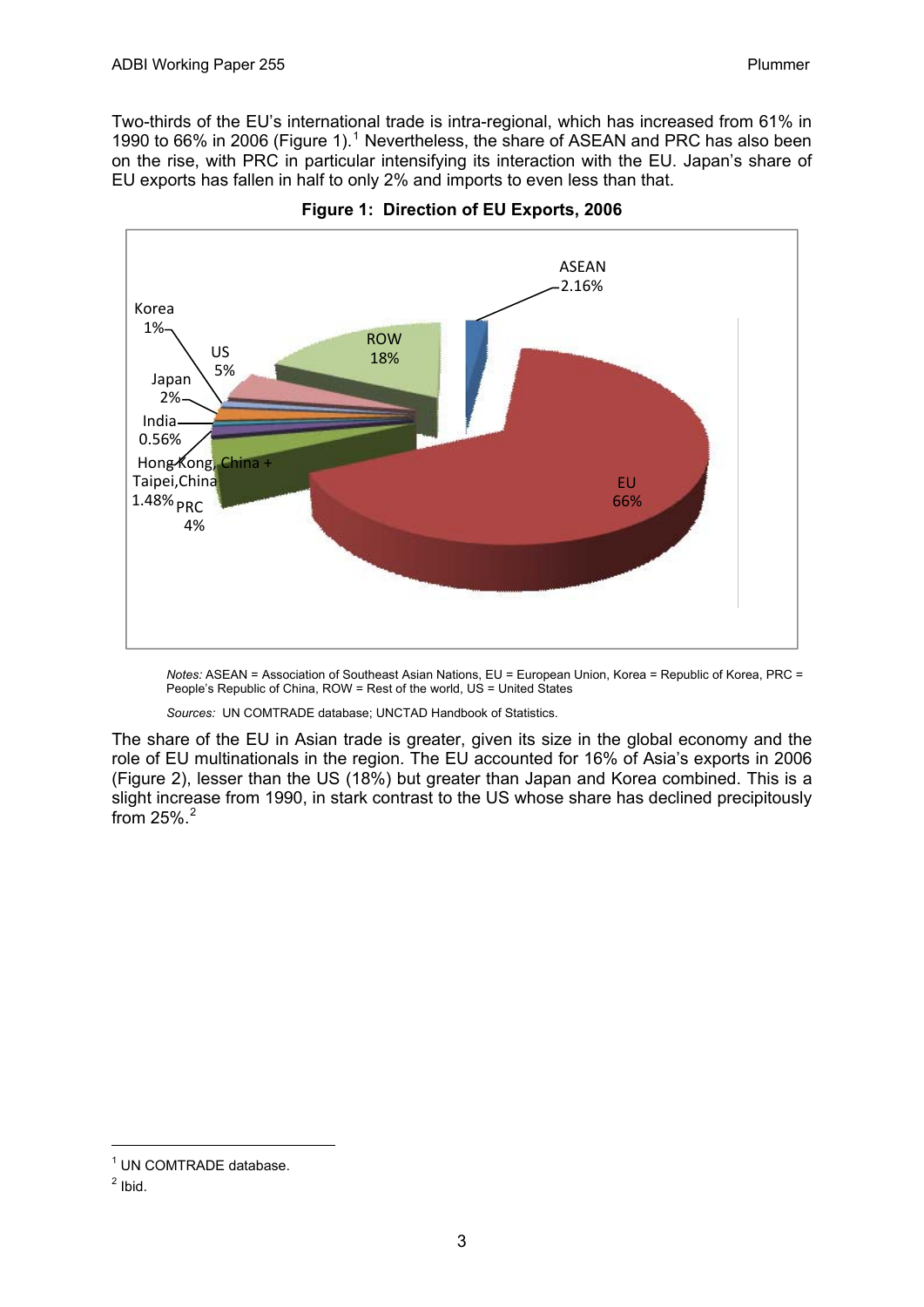Two-thirds of the EU's international trade is intra-regional, which has increased from 61% in 1990 to 66% in 2006 (Figure 1).[1] Nevertheless, the share of ASEAN and PRC has also been on the rise, with PRC in particular intensifying its interaction with the EU. Japan's share of EU exports has fallen in half to only 2% and imports to even less than that.

**Figure 1: Direction of EU Exports, 2006**

*Notes:* ASEAN = Association of Southeast Asian Nations, EU = European Union, Korea = Republic of Korea, PRC = People's Republic of China, ROW = Rest of the world, US = United States

*Sources:* UN COMTRADE database; UNCTAD Handbook of Statistics.

The share of the EU in Asian trade is greater, given its size in the global economy and the role of EU multinationals in the region. The EU accounted for 16% of Asia's exports in 2006 (Figure 2), lesser than the US (18%) but greater than Japan and Korea combined. This is a slight increase from 1990, in stark contrast to the US whose share has declined precipitously from 25%.[2]

[1] UN COMTRADE database.

[2] Ibid.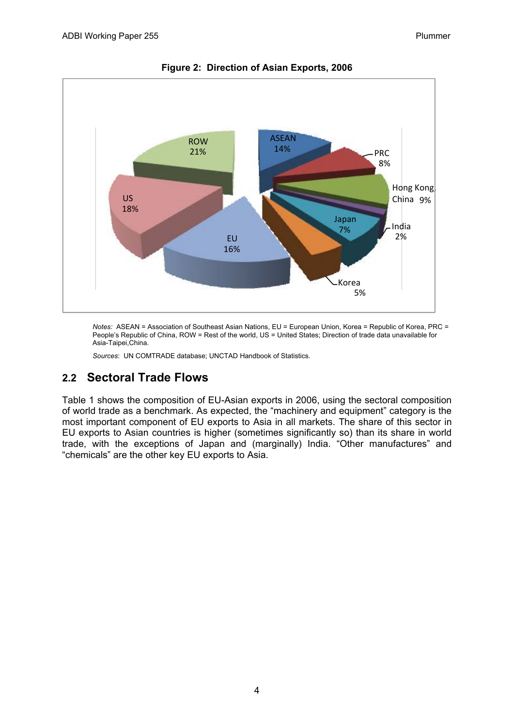**Figure 2: Direction of Asian Exports, 2006**

*Notes:* ASEAN = Association of Southeast Asian Nations, EU = European Union, Korea = Republic of Korea, PRC = People's Republic of China, ROW = Rest of the world, US = United States; Direction of trade data unavailable for Asia-Taipei,China.

*Sources*: UN COMTRADE database; UNCTAD Handbook of Statistics.

## 2.2 Sectoral Trade Flows

Table 1 shows the composition of EU-Asian exports in 2006, using the sectoral composition of world trade as a benchmark. As expected, the "machinery and equipment" category is the most important component of EU exports to Asia in all markets. The share of this sector in EU exports to Asian countries is higher (sometimes significantly so) than its share in world trade, with the exceptions of Japan and (marginally) India. "Other manufactures" and "chemicals" are the other key EU exports to Asia.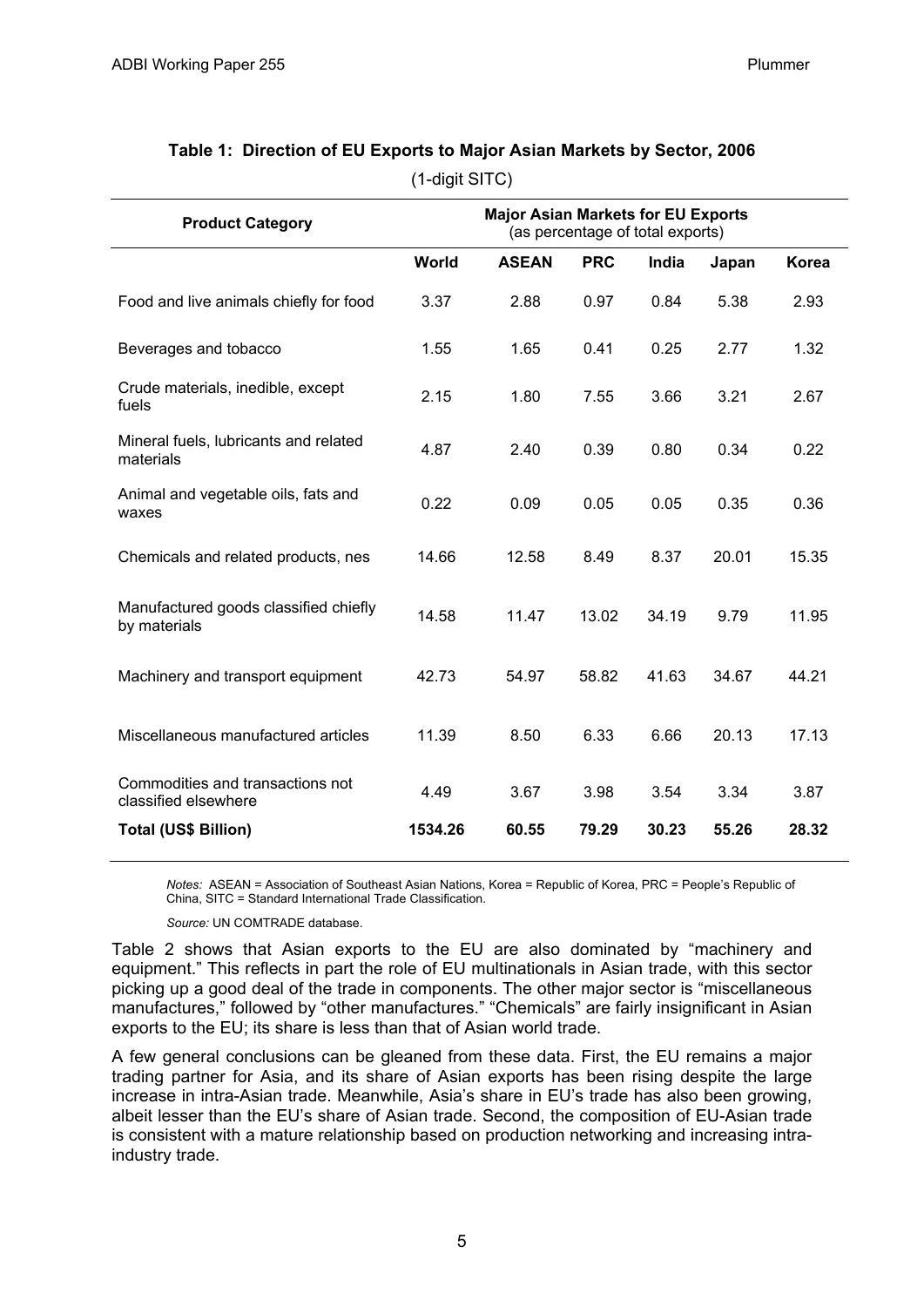**Table 1: Direction of EU Exports to Major Asian Markets by Sector, 2006**

(1-digit SITC)

| Product Category | Major Asian Markets for EU Exports (as percentage of total exports) | | | | | |
|---|---|---|---|---|---|---|
| | World | ASEAN | PRC | India | Japan | Korea |
| Food and live animals chiefly for food | 3.37 | 2.88 | 0.97 | 0.84 | 5.38 | 2.93 |
| Beverages and tobacco | 1.55 | 1.65 | 0.41 | 0.25 | 2.77 | 1.32 |
| Crude materials, inedible, except fuels | 2.15 | 1.80 | 7.55 | 3.66 | 3.21 | 2.67 |
| Mineral fuels, lubricants and related materials | 4.87 | 2.40 | 0.39 | 0.80 | 0.34 | 0.22 |
| Animal and vegetable oils, fats and waxes | 0.22 | 0.09 | 0.05 | 0.05 | 0.35 | 0.36 |
| Chemicals and related products, nes | 14.66 | 12.58 | 8.49 | 8.37 | 20.01 | 15.35 |
| Manufactured goods classified chiefly by materials | 14.58 | 11.47 | 13.02 | 34.19 | 9.79 | 11.95 |
| Machinery and transport equipment | 42.73 | 54.97 | 58.82 | 41.63 | 34.67 | 44.21 |
| Miscellaneous manufactured articles | 11.39 | 8.50 | 6.33 | 6.66 | 20.13 | 17.13 |
| Commodities and transactions not classified elsewhere | 4.49 | 3.67 | 3.98 | 3.54 | 3.34 | 3.87 |
| **Total (US$ Billion)** | **1534.26** | **60.55** | **79.29** | **30.23** | **55.26** | **28.32** |

*Notes:* ASEAN = Association of Southeast Asian Nations, Korea = Republic of Korea, PRC = People's Republic of China, SITC = Standard International Trade Classification.

*Source:* UN COMTRADE database.

Table 2 shows that Asian exports to the EU are also dominated by "machinery and equipment." This reflects in part the role of EU multinationals in Asian trade, with this sector picking up a good deal of the trade in components. The other major sector is "miscellaneous manufactures," followed by "other manufactures." "Chemicals" are fairly insignificant in Asian exports to the EU; its share is less than that of Asian world trade.

A few general conclusions can be gleaned from these data. First, the EU remains a major trading partner for Asia, and its share of Asian exports has been rising despite the large increase in intra-Asian trade. Meanwhile, Asia's share in EU's trade has also been growing, albeit lesser than the EU's share of Asian trade. Second, the composition of EU-Asian trade is consistent with a mature relationship based on production networking and increasing intra-industry trade.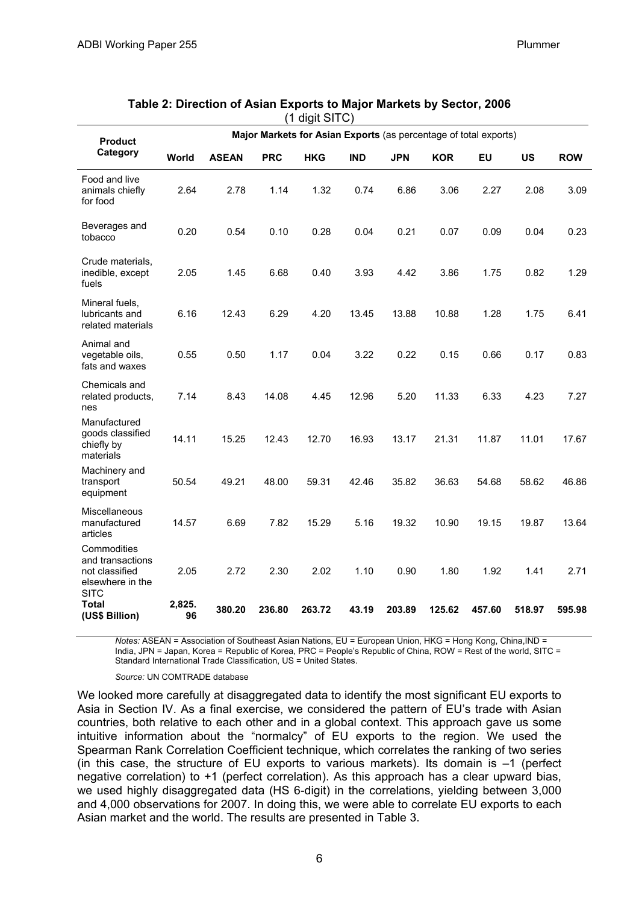**Table 2: Direction of Asian Exports to Major Markets by Sector, 2006**
(1 digit SITC)

| Product Category | Major Markets for Asian Exports (as percentage of total exports) | | | | | | | | | |
|---|---|---|---|---|---|---|---|---|---|---|
| | World | ASEAN | PRC | HKG | IND | JPN | KOR | EU | US | ROW |
| Food and live animals chiefly for food | 2.64 | 2.78 | 1.14 | 1.32 | 0.74 | 6.86 | 3.06 | 2.27 | 2.08 | 3.09 |
| Beverages and tobacco | 0.20 | 0.54 | 0.10 | 0.28 | 0.04 | 0.21 | 0.07 | 0.09 | 0.04 | 0.23 |
| Crude materials, inedible, except fuels | 2.05 | 1.45 | 6.68 | 0.40 | 3.93 | 4.42 | 3.86 | 1.75 | 0.82 | 1.29 |
| Mineral fuels, lubricants and related materials | 6.16 | 12.43 | 6.29 | 4.20 | 13.45 | 13.88 | 10.88 | 1.28 | 1.75 | 6.41 |
| Animal and vegetable oils, fats and waxes | 0.55 | 0.50 | 1.17 | 0.04 | 3.22 | 0.22 | 0.15 | 0.66 | 0.17 | 0.83 |
| Chemicals and related products, nes | 7.14 | 8.43 | 14.08 | 4.45 | 12.96 | 5.20 | 11.33 | 6.33 | 4.23 | 7.27 |
| Manufactured goods classified chiefly by materials | 14.11 | 15.25 | 12.43 | 12.70 | 16.93 | 13.17 | 21.31 | 11.87 | 11.01 | 17.67 |
| Machinery and transport equipment | 50.54 | 49.21 | 48.00 | 59.31 | 42.46 | 35.82 | 36.63 | 54.68 | 58.62 | 46.86 |
| Miscellaneous manufactured articles | 14.57 | 6.69 | 7.82 | 15.29 | 5.16 | 19.32 | 10.90 | 19.15 | 19.87 | 13.64 |
| Commodities and transactions not classified elsewhere in the SITC | 2.05 | 2.72 | 2.30 | 2.02 | 1.10 | 0.90 | 1.80 | 1.92 | 1.41 | 2.71 |
| **Total (US$ Billion)** | **2,825.96** | **380.20** | **236.80** | **263.72** | **43.19** | **203.89** | **125.62** | **457.60** | **518.97** | **595.98** |

*Notes:* ASEAN = Association of Southeast Asian Nations, EU = European Union, HKG = Hong Kong, China,IND = India, JPN = Japan, Korea = Republic of Korea, PRC = People's Republic of China, ROW = Rest of the world, SITC = Standard International Trade Classification, US = United States.

*Source:* UN COMTRADE database

We looked more carefully at disaggregated data to identify the most significant EU exports to Asia in Section IV. As a final exercise, we considered the pattern of EU's trade with Asian countries, both relative to each other and in a global context. This approach gave us some intuitive information about the "normalcy" of EU exports to the region. We used the Spearman Rank Correlation Coefficient technique, which correlates the ranking of two series (in this case, the structure of EU exports to various markets). Its domain is –1 (perfect negative correlation) to +1 (perfect correlation). As this approach has a clear upward bias, we used highly disaggregated data (HS 6-digit) in the correlations, yielding between 3,000 and 4,000 observations for 2007. In doing this, we were able to correlate EU exports to each Asian market and the world. The results are presented in Table 3.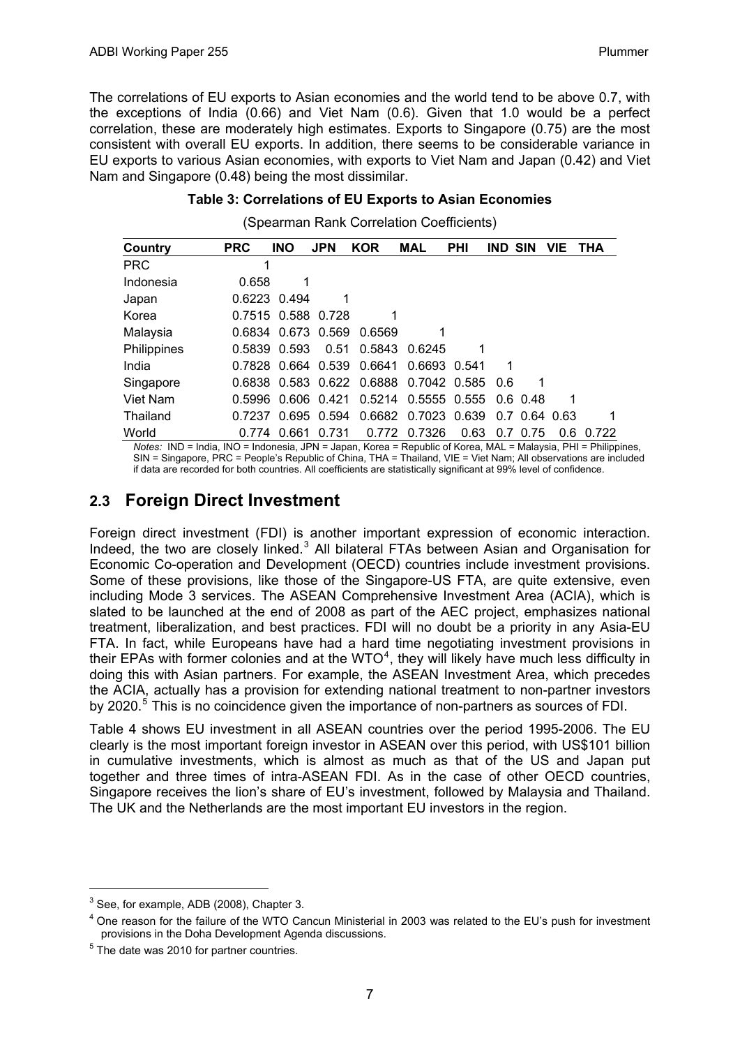The correlations of EU exports to Asian economies and the world tend to be above 0.7, with the exceptions of India (0.66) and Viet Nam (0.6). Given that 1.0 would be a perfect correlation, these are moderately high estimates. Exports to Singapore (0.75) are the most consistent with overall EU exports. In addition, there seems to be considerable variance in EU exports to various Asian economies, with exports to Viet Nam and Japan (0.42) and Viet Nam and Singapore (0.48) being the most dissimilar.

**Table 3: Correlations of EU Exports to Asian Economies**

(Spearman Rank Correlation Coefficients)

| Country | PRC | INO | JPN | KOR | MAL | PHI | IND | SIN | VIE | THA |
|---|---|---|---|---|---|---|---|---|---|---|
| PRC | 1 | | | | | | | | | |
| Indonesia | 0.658 | 1 | | | | | | | | |
| Japan | 0.6223 | 0.494 | 1 | | | | | | | |
| Korea | 0.7515 | 0.588 | 0.728 | 1 | | | | | | |
| Malaysia | 0.6834 | 0.673 | 0.569 | 0.6569 | 1 | | | | | |
| Philippines | 0.5839 | 0.593 | 0.51 | 0.5843 | 0.6245 | 1 | | | | |
| India | 0.7828 | 0.664 | 0.539 | 0.6641 | 0.6693 | 0.541 | 1 | | | |
| Singapore | 0.6838 | 0.583 | 0.622 | 0.6888 | 0.7042 | 0.585 | 0.6 | 1 | | |
| Viet Nam | 0.5996 | 0.606 | 0.421 | 0.5214 | 0.5555 | 0.555 | 0.6 | 0.48 | 1 | |
| Thailand | 0.7237 | 0.695 | 0.594 | 0.6682 | 0.7023 | 0.639 | 0.7 | 0.64 | 0.63 | 1 |
| World | 0.774 | 0.661 | 0.731 | 0.772 | 0.7326 | 0.63 | 0.7 | 0.75 | 0.6 | 0.722 |

*Notes:* IND = India, INO = Indonesia, JPN = Japan, Korea = Republic of Korea, MAL = Malaysia, PHI = Philippines, SIN = Singapore, PRC = People's Republic of China, THA = Thailand, VIE = Viet Nam; All observations are included if data are recorded for both countries. All coefficients are statistically significant at 99% level of confidence.

## 2.3 Foreign Direct Investment

Foreign direct investment (FDI) is another important expression of economic interaction. Indeed, the two are closely linked.[3] All bilateral FTAs between Asian and Organisation for Economic Co-operation and Development (OECD) countries include investment provisions. Some of these provisions, like those of the Singapore-US FTA, are quite extensive, even including Mode 3 services. The ASEAN Comprehensive Investment Area (ACIA), which is slated to be launched at the end of 2008 as part of the AEC project, emphasizes national treatment, liberalization, and best practices. FDI will no doubt be a priority in any Asia-EU FTA. In fact, while Europeans have had a hard time negotiating investment provisions in their EPAs with former colonies and at the WTO[4], they will likely have much less difficulty in doing this with Asian partners. For example, the ASEAN Investment Area, which precedes the ACIA, actually has a provision for extending national treatment to non-partner investors by 2020.[5] This is no coincidence given the importance of non-partners as sources of FDI.

Table 4 shows EU investment in all ASEAN countries over the period 1995-2006. The EU clearly is the most important foreign investor in ASEAN over this period, with US$101 billion in cumulative investments, which is almost as much as that of the US and Japan put together and three times of intra-ASEAN FDI. As in the case of other OECD countries, Singapore receives the lion's share of EU's investment, followed by Malaysia and Thailand. The UK and the Netherlands are the most important EU investors in the region.

[3] See, for example, ADB (2008), Chapter 3.

[4] One reason for the failure of the WTO Cancun Ministerial in 2003 was related to the EU's push for investment provisions in the Doha Development Agenda discussions.

[5] The date was 2010 for partner countries.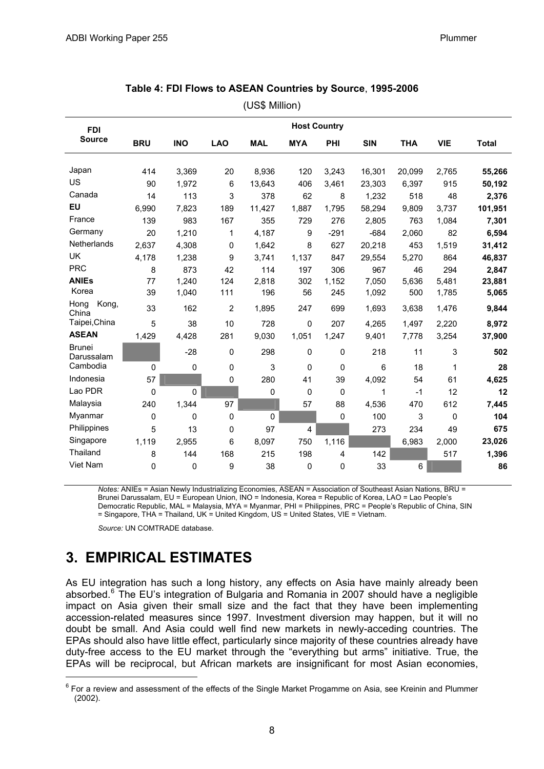**Table 4: FDI Flows to ASEAN Countries by Source, 1995-2006**

(US$ Million)

| FDI Source | Host Country | | | | | | | | | |
|---|---|---|---|---|---|---|---|---|---|---|
| | BRU | INO | LAO | MAL | MYA | PHI | SIN | THA | VIE | Total |
| Japan | 414 | 3,369 | 20 | 8,936 | 120 | 3,243 | 16,301 | 20,099 | 2,765 | **55,266** |
| US | 90 | 1,972 | 6 | 13,643 | 406 | 3,461 | 23,303 | 6,397 | 915 | **50,192** |
| Canada | 14 | 113 | 3 | 378 | 62 | 8 | 1,232 | 518 | 48 | **2,376** |
| **EU** | 6,990 | 7,823 | 189 | 11,427 | 1,887 | 1,795 | 58,294 | 9,809 | 3,737 | **101,951** |
| France | 139 | 983 | 167 | 355 | 729 | 276 | 2,805 | 763 | 1,084 | **7,301** |
| Germany | 20 | 1,210 | 1 | 4,187 | 9 | -291 | -684 | 2,060 | 82 | **6,594** |
| Netherlands | 2,637 | 4,308 | 0 | 1,642 | 8 | 627 | 20,218 | 453 | 1,519 | **31,412** |
| UK | 4,178 | 1,238 | 9 | 3,741 | 1,137 | 847 | 29,554 | 5,270 | 864 | **46,837** |
| PRC | 8 | 873 | 42 | 114 | 197 | 306 | 967 | 46 | 294 | **2,847** |
| **ANIEs** | 77 | 1,240 | 124 | 2,818 | 302 | 1,152 | 7,050 | 5,636 | 5,481 | **23,881** |
| Korea | 39 | 1,040 | 111 | 196 | 56 | 245 | 1,092 | 500 | 1,785 | **5,065** |
| Hong Kong, China | 33 | 162 | 2 | 1,895 | 247 | 699 | 1,693 | 3,638 | 1,476 | **9,844** |
| Taipei,China | 5 | 38 | 10 | 728 | 0 | 207 | 4,265 | 1,497 | 2,220 | **8,972** |
| **ASEAN** | 1,429 | 4,428 | 281 | 9,030 | 1,051 | 1,247 | 9,401 | 7,778 | 3,254 | **37,900** |
| Brunei Darussalam | | -28 | 0 | 298 | 0 | 0 | 218 | 11 | 3 | **502** |
| Cambodia | 0 | 0 | 0 | 3 | 0 | 0 | 6 | 18 | 1 | **28** |
| Indonesia | 57 | | 0 | 280 | 41 | 39 | 4,092 | 54 | 61 | **4,625** |
| Lao PDR | 0 | 0 | | 0 | 0 | 0 | 1 | -1 | 12 | **12** |
| Malaysia | 240 | 1,344 | 97 | | 57 | 88 | 4,536 | 470 | 612 | **7,445** |
| Myanmar | 0 | 0 | 0 | 0 | | 0 | 100 | 3 | 0 | **104** |
| Philippines | 5 | 13 | 0 | 97 | 4 | | 273 | 234 | 49 | **675** |
| Singapore | 1,119 | 2,955 | 6 | 8,097 | 750 | 1,116 | | 6,983 | 2,000 | **23,026** |
| Thailand | 8 | 144 | 168 | 215 | 198 | 4 | 142 | | 517 | **1,396** |
| Viet Nam | 0 | 0 | 9 | 38 | 0 | 0 | 33 | 6 | | **86** |

*Notes:* ANIEs = Asian Newly Industrializing Economies, ASEAN = Association of Southeast Asian Nations, BRU = Brunei Darussalam, EU = European Union, INO = Indonesia, Korea = Republic of Korea, LAO = Lao People's Democratic Republic, MAL = Malaysia, MYA = Myanmar, PHI = Philippines, PRC = People's Republic of China, SIN = Singapore, THA = Thailand, UK = United Kingdom, US = United States, VIE = Vietnam.

*Source:* UN COMTRADE database.

## 3. EMPIRICAL ESTIMATES

As EU integration has such a long history, any effects on Asia have mainly already been absorbed.[6] The EU's integration of Bulgaria and Romania in 2007 should have a negligible impact on Asia given their small size and the fact that they have been implementing accession-related measures since 1997. Investment diversion may happen, but it will no doubt be small. And Asia could well find new markets in newly-acceding countries. The EPAs should also have little effect, particularly since majority of these countries already have duty-free access to the EU market through the "everything but arms" initiative. True, the EPAs will be reciprocal, but African markets are insignificant for most Asian economies,

[6] For a review and assessment of the effects of the Single Market Progamme on Asia, see Kreinin and Plummer (2002).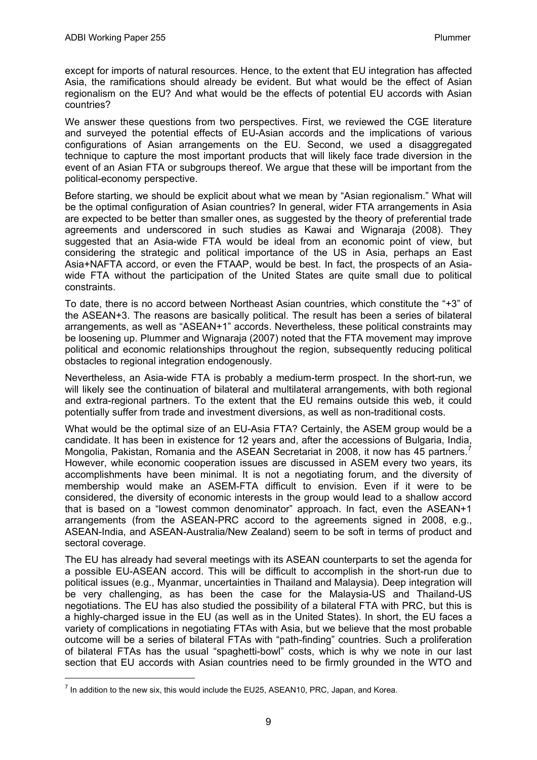except for imports of natural resources. Hence, to the extent that EU integration has affected Asia, the ramifications should already be evident. But what would be the effect of Asian regionalism on the EU? And what would be the effects of potential EU accords with Asian countries?

We answer these questions from two perspectives. First, we reviewed the CGE literature and surveyed the potential effects of EU-Asian accords and the implications of various configurations of Asian arrangements on the EU. Second, we used a disaggregated technique to capture the most important products that will likely face trade diversion in the event of an Asian FTA or subgroups thereof. We argue that these will be important from the political-economy perspective.

Before starting, we should be explicit about what we mean by "Asian regionalism." What will be the optimal configuration of Asian countries? In general, wider FTA arrangements in Asia are expected to be better than smaller ones, as suggested by the theory of preferential trade agreements and underscored in such studies as Kawai and Wignaraja (2008). They suggested that an Asia-wide FTA would be ideal from an economic point of view, but considering the strategic and political importance of the US in Asia, perhaps an East Asia+NAFTA accord, or even the FTAAP, would be best. In fact, the prospects of an Asia-wide FTA without the participation of the United States are quite small due to political constraints.

To date, there is no accord between Northeast Asian countries, which constitute the "+3" of the ASEAN+3. The reasons are basically political. The result has been a series of bilateral arrangements, as well as "ASEAN+1" accords. Nevertheless, these political constraints may be loosening up. Plummer and Wignaraja (2007) noted that the FTA movement may improve political and economic relationships throughout the region, subsequently reducing political obstacles to regional integration endogenously.

Nevertheless, an Asia-wide FTA is probably a medium-term prospect. In the short-run, we will likely see the continuation of bilateral and multilateral arrangements, with both regional and extra-regional partners. To the extent that the EU remains outside this web, it could potentially suffer from trade and investment diversions, as well as non-traditional costs.

What would be the optimal size of an EU-Asia FTA? Certainly, the ASEM group would be a candidate. It has been in existence for 12 years and, after the accessions of Bulgaria, India, Mongolia, Pakistan, Romania and the ASEAN Secretariat in 2008, it now has 45 partners.[7] However, while economic cooperation issues are discussed in ASEM every two years, its accomplishments have been minimal. It is not a negotiating forum, and the diversity of membership would make an ASEM-FTA difficult to envision. Even if it were to be considered, the diversity of economic interests in the group would lead to a shallow accord that is based on a "lowest common denominator" approach. In fact, even the ASEAN+1 arrangements (from the ASEAN-PRC accord to the agreements signed in 2008, e.g., ASEAN-India, and ASEAN-Australia/New Zealand) seem to be soft in terms of product and sectoral coverage.

The EU has already had several meetings with its ASEAN counterparts to set the agenda for a possible EU-ASEAN accord. This will be difficult to accomplish in the short-run due to political issues (e.g., Myanmar, uncertainties in Thailand and Malaysia). Deep integration will be very challenging, as has been the case for the Malaysia-US and Thailand-US negotiations. The EU has also studied the possibility of a bilateral FTA with PRC, but this is a highly-charged issue in the EU (as well as in the United States). In short, the EU faces a variety of complications in negotiating FTAs with Asia, but we believe that the most probable outcome will be a series of bilateral FTAs with "path-finding" countries. Such a proliferation of bilateral FTAs has the usual "spaghetti-bowl" costs, which is why we note in our last section that EU accords with Asian countries need to be firmly grounded in the WTO and

[7] In addition to the new six, this would include the EU25, ASEAN10, PRC, Japan, and Korea.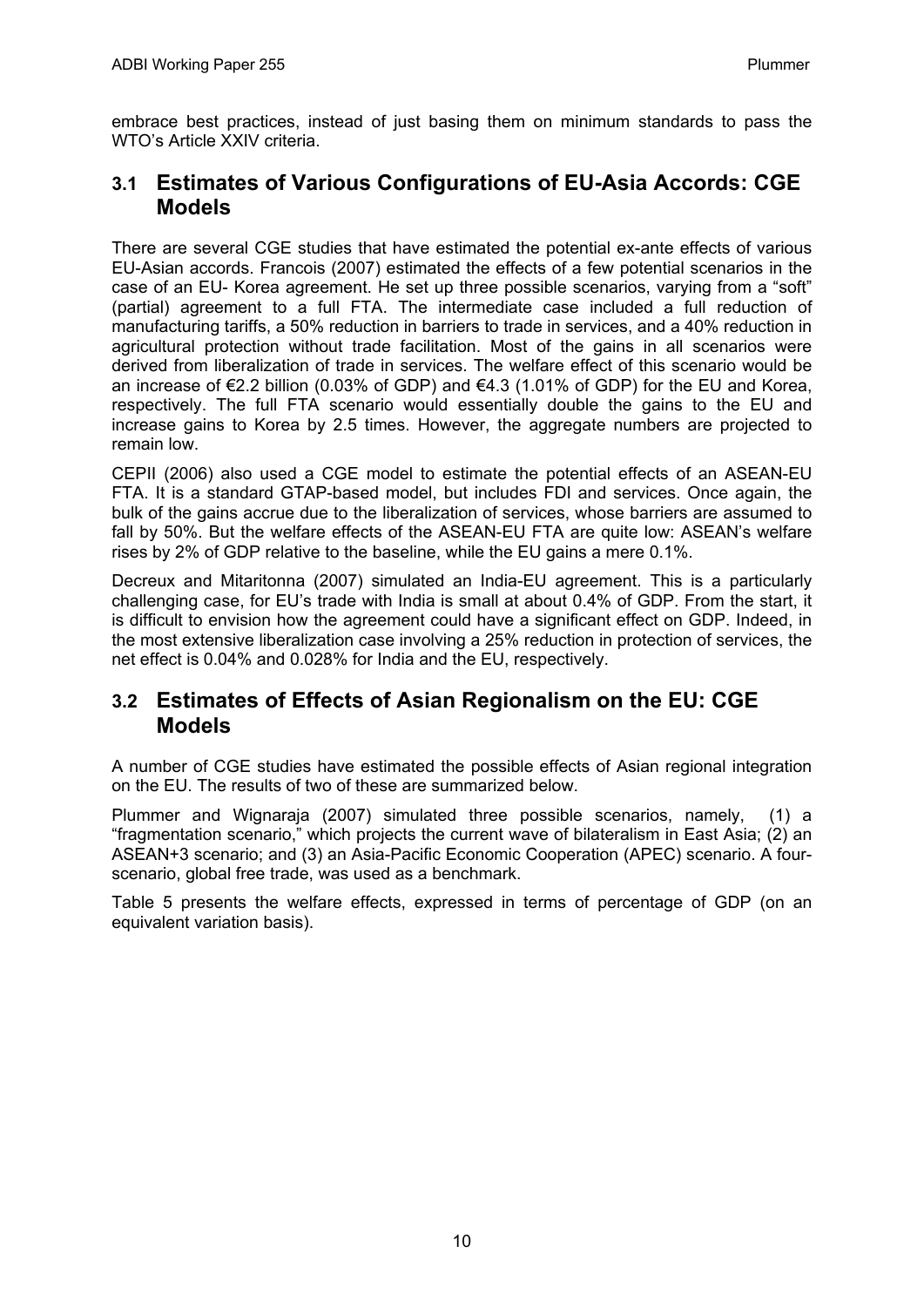embrace best practices, instead of just basing them on minimum standards to pass the WTO's Article XXIV criteria.

## 3.1 Estimates of Various Configurations of EU-Asia Accords: CGE Models

There are several CGE studies that have estimated the potential ex-ante effects of various EU-Asian accords. Francois (2007) estimated the effects of a few potential scenarios in the case of an EU- Korea agreement. He set up three possible scenarios, varying from a "soft" (partial) agreement to a full FTA. The intermediate case included a full reduction of manufacturing tariffs, a 50% reduction in barriers to trade in services, and a 40% reduction in agricultural protection without trade facilitation. Most of the gains in all scenarios were derived from liberalization of trade in services. The welfare effect of this scenario would be an increase of €2.2 billion (0.03% of GDP) and €4.3 (1.01% of GDP) for the EU and Korea, respectively. The full FTA scenario would essentially double the gains to the EU and increase gains to Korea by 2.5 times. However, the aggregate numbers are projected to remain low.

CEPII (2006) also used a CGE model to estimate the potential effects of an ASEAN-EU FTA. It is a standard GTAP-based model, but includes FDI and services. Once again, the bulk of the gains accrue due to the liberalization of services, whose barriers are assumed to fall by 50%. But the welfare effects of the ASEAN-EU FTA are quite low: ASEAN's welfare rises by 2% of GDP relative to the baseline, while the EU gains a mere 0.1%.

Decreux and Mitaritonna (2007) simulated an India-EU agreement. This is a particularly challenging case, for EU's trade with India is small at about 0.4% of GDP. From the start, it is difficult to envision how the agreement could have a significant effect on GDP. Indeed, in the most extensive liberalization case involving a 25% reduction in protection of services, the net effect is 0.04% and 0.028% for India and the EU, respectively.

## 3.2 Estimates of Effects of Asian Regionalism on the EU: CGE Models

A number of CGE studies have estimated the possible effects of Asian regional integration on the EU. The results of two of these are summarized below.

Plummer and Wignaraja (2007) simulated three possible scenarios, namely, (1) a "fragmentation scenario," which projects the current wave of bilateralism in East Asia; (2) an ASEAN+3 scenario; and (3) an Asia-Pacific Economic Cooperation (APEC) scenario. A four-scenario, global free trade, was used as a benchmark.

Table 5 presents the welfare effects, expressed in terms of percentage of GDP (on an equivalent variation basis).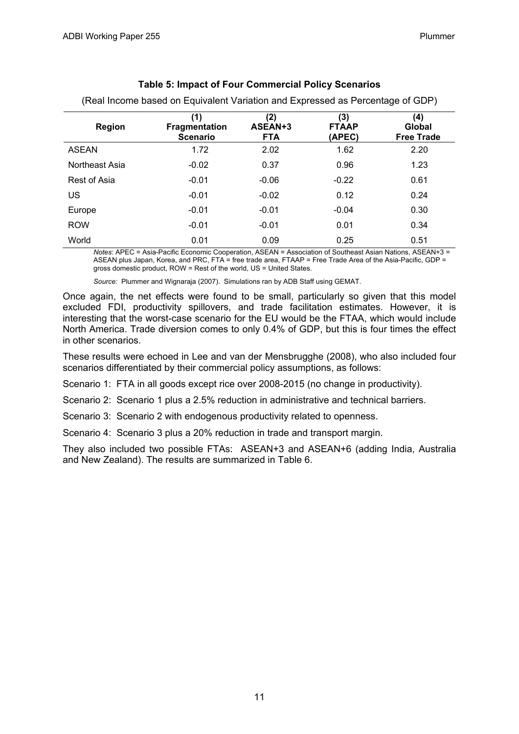**Table 5: Impact of Four Commercial Policy Scenarios**

(Real Income based on Equivalent Variation and Expressed as Percentage of GDP)

| Region | (1) Fragmentation Scenario | (2) ASEAN+3 FTA | (3) FTAAP (APEC) | (4) Global Free Trade |
|---|---|---|---|---|
| ASEAN | 1.72 | 2.02 | 1.62 | 2.20 |
| Northeast Asia | -0.02 | 0.37 | 0.96 | 1.23 |
| Rest of Asia | -0.01 | -0.06 | -0.22 | 0.61 |
| US | -0.01 | -0.02 | 0.12 | 0.24 |
| Europe | -0.01 | -0.01 | -0.04 | 0.30 |
| ROW | -0.01 | -0.01 | 0.01 | 0.34 |
| World | 0.01 | 0.09 | 0.25 | 0.51 |

*Notes*: APEC = Asia-Pacific Economic Cooperation, ASEAN = Association of Southeast Asian Nations, ASEAN+3 = ASEAN plus Japan, Korea, and PRC, FTA = free trade area, FTAAP = Free Trade Area of the Asia-Pacific, GDP = gross domestic product, ROW = Rest of the world, US = United States.

*Source:* Plummer and Wignaraja (2007). Simulations ran by ADB Staff using GEMAT.

Once again, the net effects were found to be small, particularly so given that this model excluded FDI, productivity spillovers, and trade facilitation estimates. However, it is interesting that the worst-case scenario for the EU would be the FTAA, which would include North America. Trade diversion comes to only 0.4% of GDP, but this is four times the effect in other scenarios.

These results were echoed in Lee and van der Mensbrugghe (2008), who also included four scenarios differentiated by their commercial policy assumptions, as follows:

Scenario 1: FTA in all goods except rice over 2008-2015 (no change in productivity).

Scenario 2: Scenario 1 plus a 2.5% reduction in administrative and technical barriers.

Scenario 3: Scenario 2 with endogenous productivity related to openness.

Scenario 4: Scenario 3 plus a 20% reduction in trade and transport margin.

They also included two possible FTAs: ASEAN+3 and ASEAN+6 (adding India, Australia and New Zealand). The results are summarized in Table 6.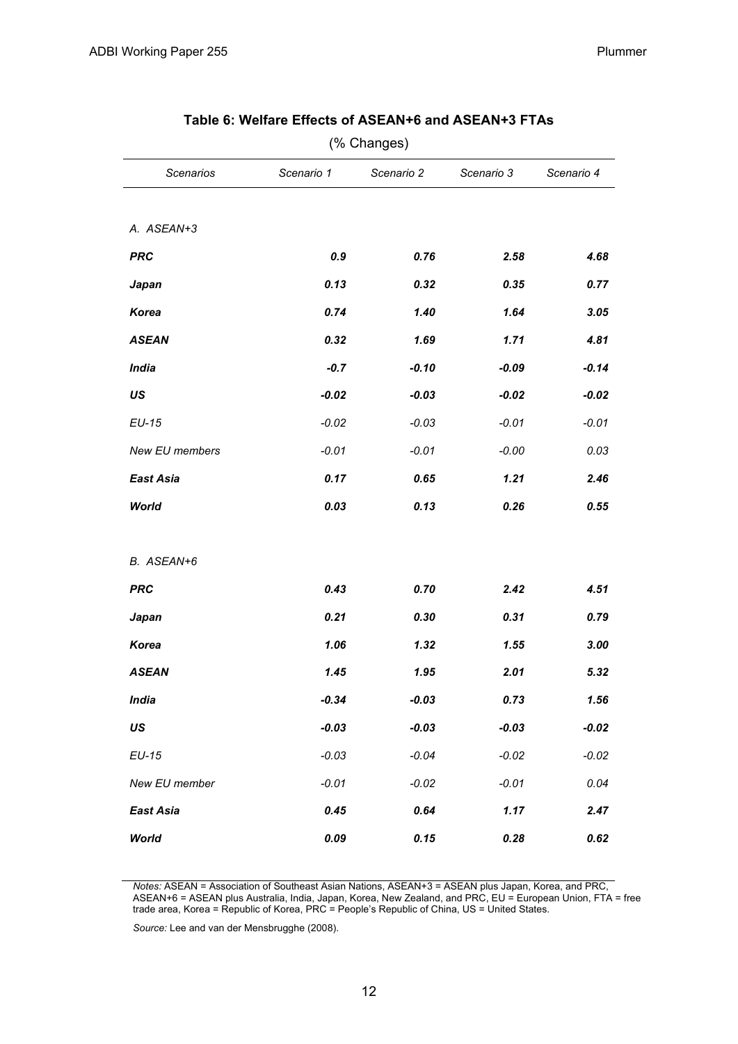### Table 6: Welfare Effects of ASEAN+6 and ASEAN+3 FTAs

(% Changes)

| *Scenarios* | *Scenario 1* | *Scenario 2* | *Scenario 3* | *Scenario 4* |
|---|---|---|---|---|
| *A. ASEAN+3* | | | | |
| ***PRC*** | ***0.9*** | ***0.76*** | ***2.58*** | ***4.68*** |
| ***Japan*** | ***0.13*** | ***0.32*** | ***0.35*** | ***0.77*** |
| ***Korea*** | ***0.74*** | ***1.40*** | ***1.64*** | ***3.05*** |
| ***ASEAN*** | ***0.32*** | ***1.69*** | ***1.71*** | ***4.81*** |
| ***India*** | ***-0.7*** | ***-0.10*** | ***-0.09*** | ***-0.14*** |
| ***US*** | ***-0.02*** | ***-0.03*** | ***-0.02*** | ***-0.02*** |
| *EU-15* | *-0.02* | *-0.03* | *-0.01* | *-0.01* |
| *New EU members* | *-0.01* | *-0.01* | *-0.00* | *0.03* |
| ***East Asia*** | ***0.17*** | ***0.65*** | ***1.21*** | ***2.46*** |
| ***World*** | ***0.03*** | ***0.13*** | ***0.26*** | ***0.55*** |
| *B. ASEAN+6* | | | | |
| ***PRC*** | ***0.43*** | ***0.70*** | ***2.42*** | ***4.51*** |
| ***Japan*** | ***0.21*** | ***0.30*** | ***0.31*** | ***0.79*** |
| ***Korea*** | ***1.06*** | ***1.32*** | ***1.55*** | ***3.00*** |
| ***ASEAN*** | ***1.45*** | ***1.95*** | ***2.01*** | ***5.32*** |
| ***India*** | ***-0.34*** | ***-0.03*** | ***0.73*** | ***1.56*** |
| ***US*** | ***-0.03*** | ***-0.03*** | ***-0.03*** | ***-0.02*** |
| *EU-15* | *-0.03* | *-0.04* | *-0.02* | *-0.02* |
| *New EU member* | *-0.01* | *-0.02* | *-0.01* | *0.04* |
| ***East Asia*** | ***0.45*** | ***0.64*** | ***1.17*** | ***2.47*** |
| ***World*** | ***0.09*** | ***0.15*** | ***0.28*** | ***0.62*** |

*Notes:* ASEAN = Association of Southeast Asian Nations, ASEAN+3 = ASEAN plus Japan, Korea, and PRC, ASEAN+6 = ASEAN plus Australia, India, Japan, Korea, New Zealand, and PRC, EU = European Union, FTA = free trade area, Korea = Republic of Korea, PRC = People's Republic of China, US = United States.

*Source:* Lee and van der Mensbrugghe (2008).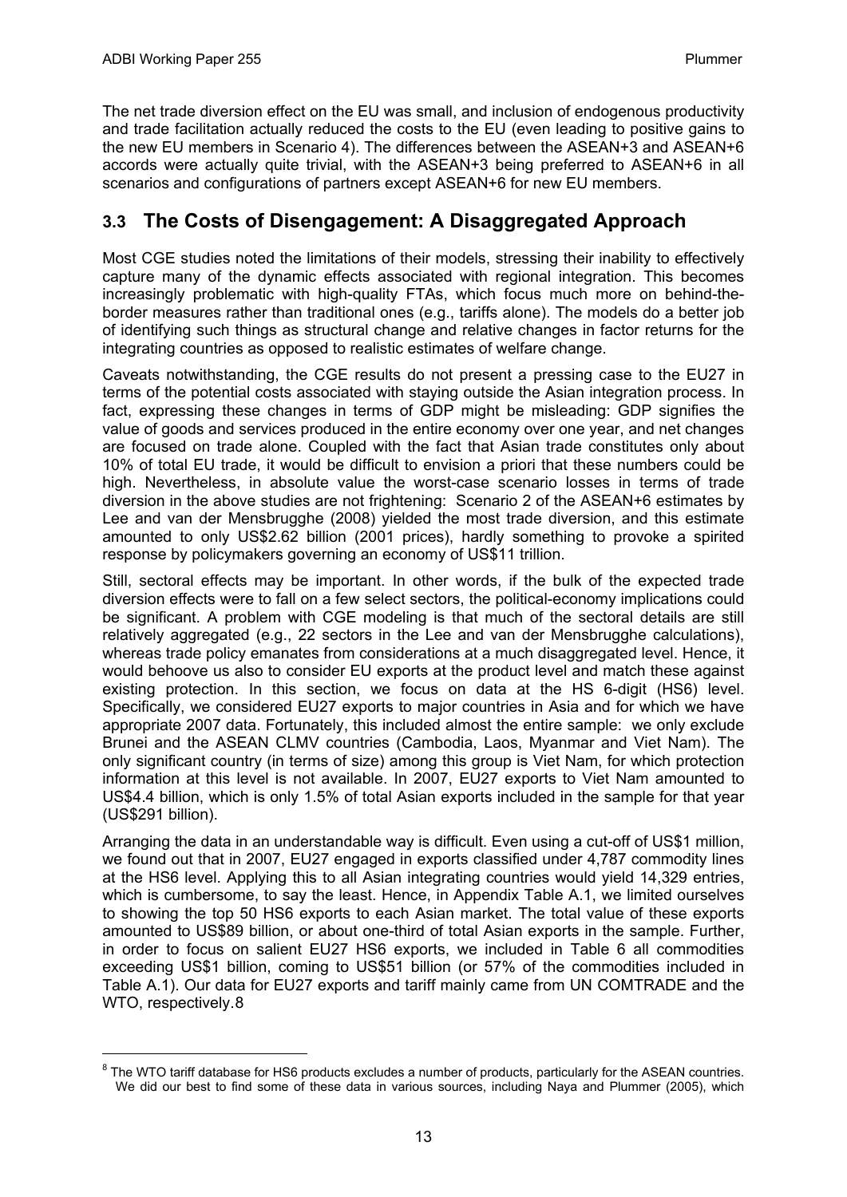The net trade diversion effect on the EU was small, and inclusion of endogenous productivity and trade facilitation actually reduced the costs to the EU (even leading to positive gains to the new EU members in Scenario 4). The differences between the ASEAN+3 and ASEAN+6 accords were actually quite trivial, with the ASEAN+3 being preferred to ASEAN+6 in all scenarios and configurations of partners except ASEAN+6 for new EU members.

## 3.3 The Costs of Disengagement: A Disaggregated Approach

Most CGE studies noted the limitations of their models, stressing their inability to effectively capture many of the dynamic effects associated with regional integration. This becomes increasingly problematic with high-quality FTAs, which focus much more on behind-the-border measures rather than traditional ones (e.g., tariffs alone). The models do a better job of identifying such things as structural change and relative changes in factor returns for the integrating countries as opposed to realistic estimates of welfare change.

Caveats notwithstanding, the CGE results do not present a pressing case to the EU27 in terms of the potential costs associated with staying outside the Asian integration process. In fact, expressing these changes in terms of GDP might be misleading: GDP signifies the value of goods and services produced in the entire economy over one year, and net changes are focused on trade alone. Coupled with the fact that Asian trade constitutes only about 10% of total EU trade, it would be difficult to envision a priori that these numbers could be high. Nevertheless, in absolute value the worst-case scenario losses in terms of trade diversion in the above studies are not frightening: Scenario 2 of the ASEAN+6 estimates by Lee and van der Mensbrugghe (2008) yielded the most trade diversion, and this estimate amounted to only US$2.62 billion (2001 prices), hardly something to provoke a spirited response by policymakers governing an economy of US$11 trillion.

Still, sectoral effects may be important. In other words, if the bulk of the expected trade diversion effects were to fall on a few select sectors, the political-economy implications could be significant. A problem with CGE modeling is that much of the sectoral details are still relatively aggregated (e.g., 22 sectors in the Lee and van der Mensbrugghe calculations), whereas trade policy emanates from considerations at a much disaggregated level. Hence, it would behoove us also to consider EU exports at the product level and match these against existing protection. In this section, we focus on data at the HS 6-digit (HS6) level. Specifically, we considered EU27 exports to major countries in Asia and for which we have appropriate 2007 data. Fortunately, this included almost the entire sample: we only exclude Brunei and the ASEAN CLMV countries (Cambodia, Laos, Myanmar and Viet Nam). The only significant country (in terms of size) among this group is Viet Nam, for which protection information at this level is not available. In 2007, EU27 exports to Viet Nam amounted to US$4.4 billion, which is only 1.5% of total Asian exports included in the sample for that year (US$291 billion).

Arranging the data in an understandable way is difficult. Even using a cut-off of US$1 million, we found out that in 2007, EU27 engaged in exports classified under 4,787 commodity lines at the HS6 level. Applying this to all Asian integrating countries would yield 14,329 entries, which is cumbersome, to say the least. Hence, in Appendix Table A.1, we limited ourselves to showing the top 50 HS6 exports to each Asian market. The total value of these exports amounted to US$89 billion, or about one-third of total Asian exports in the sample. Further, in order to focus on salient EU27 HS6 exports, we included in Table 6 all commodities exceeding US$1 billion, coming to US$51 billion (or 57% of the commodities included in Table A.1). Our data for EU27 exports and tariff mainly came from UN COMTRADE and the WTO, respectively.[8]

---

[8] The WTO tariff database for HS6 products excludes a number of products, particularly for the ASEAN countries. We did our best to find some of these data in various sources, including Naya and Plummer (2005), which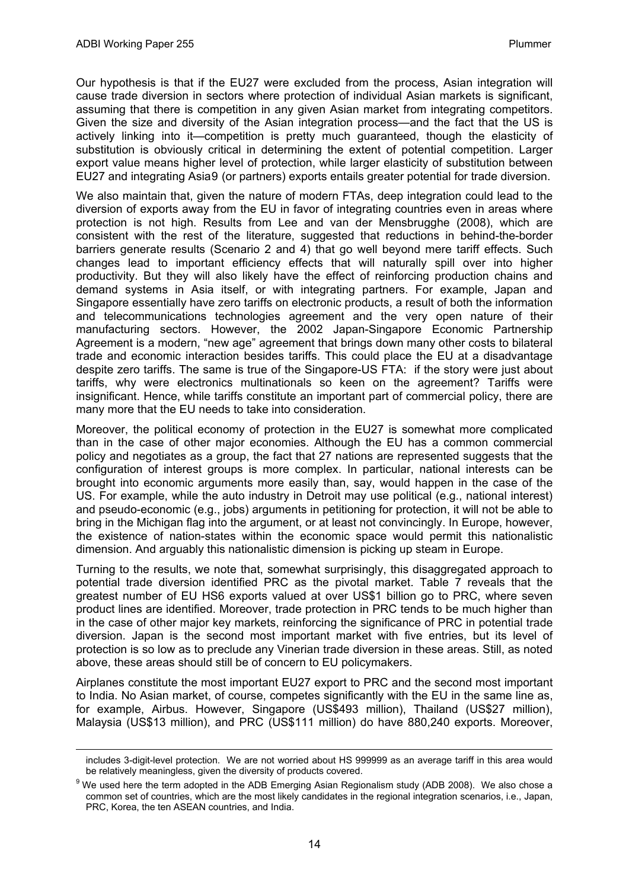Our hypothesis is that if the EU27 were excluded from the process, Asian integration will cause trade diversion in sectors where protection of individual Asian markets is significant, assuming that there is competition in any given Asian market from integrating competitors. Given the size and diversity of the Asian integration process—and the fact that the US is actively linking into it—competition is pretty much guaranteed, though the elasticity of substitution is obviously critical in determining the extent of potential competition. Larger export value means higher level of protection, while larger elasticity of substitution between EU27 and integrating Asia[9] (or partners) exports entails greater potential for trade diversion.

We also maintain that, given the nature of modern FTAs, deep integration could lead to the diversion of exports away from the EU in favor of integrating countries even in areas where protection is not high. Results from Lee and van der Mensbrugghe (2008), which are consistent with the rest of the literature, suggested that reductions in behind-the-border barriers generate results (Scenario 2 and 4) that go well beyond mere tariff effects. Such changes lead to important efficiency effects that will naturally spill over into higher productivity. But they will also likely have the effect of reinforcing production chains and demand systems in Asia itself, or with integrating partners. For example, Japan and Singapore essentially have zero tariffs on electronic products, a result of both the information and telecommunications technologies agreement and the very open nature of their manufacturing sectors. However, the 2002 Japan-Singapore Economic Partnership Agreement is a modern, "new age" agreement that brings down many other costs to bilateral trade and economic interaction besides tariffs. This could place the EU at a disadvantage despite zero tariffs. The same is true of the Singapore-US FTA: if the story were just about tariffs, why were electronics multinationals so keen on the agreement? Tariffs were insignificant. Hence, while tariffs constitute an important part of commercial policy, there are many more that the EU needs to take into consideration.

Moreover, the political economy of protection in the EU27 is somewhat more complicated than in the case of other major economies. Although the EU has a common commercial policy and negotiates as a group, the fact that 27 nations are represented suggests that the configuration of interest groups is more complex. In particular, national interests can be brought into economic arguments more easily than, say, would happen in the case of the US. For example, while the auto industry in Detroit may use political (e.g., national interest) and pseudo-economic (e.g., jobs) arguments in petitioning for protection, it will not be able to bring in the Michigan flag into the argument, or at least not convincingly. In Europe, however, the existence of nation-states within the economic space would permit this nationalistic dimension. And arguably this nationalistic dimension is picking up steam in Europe.

Turning to the results, we note that, somewhat surprisingly, this disaggregated approach to potential trade diversion identified PRC as the pivotal market. Table 7 reveals that the greatest number of EU HS6 exports valued at over US$1 billion go to PRC, where seven product lines are identified. Moreover, trade protection in PRC tends to be much higher than in the case of other major key markets, reinforcing the significance of PRC in potential trade diversion. Japan is the second most important market with five entries, but its level of protection is so low as to preclude any Vinerian trade diversion in these areas. Still, as noted above, these areas should still be of concern to EU policymakers.

Airplanes constitute the most important EU27 export to PRC and the second most important to India. No Asian market, of course, competes significantly with the EU in the same line as, for example, Airbus. However, Singapore (US$493 million), Thailand (US$27 million), Malaysia (US$13 million), and PRC (US$111 million) do have 880,240 exports. Moreover,

includes 3-digit-level protection. We are not worried about HS 999999 as an average tariff in this area would be relatively meaningless, given the diversity of products covered.

[9] We used here the term adopted in the ADB Emerging Asian Regionalism study (ADB 2008). We also chose a common set of countries, which are the most likely candidates in the regional integration scenarios, i.e., Japan, PRC, Korea, the ten ASEAN countries, and India.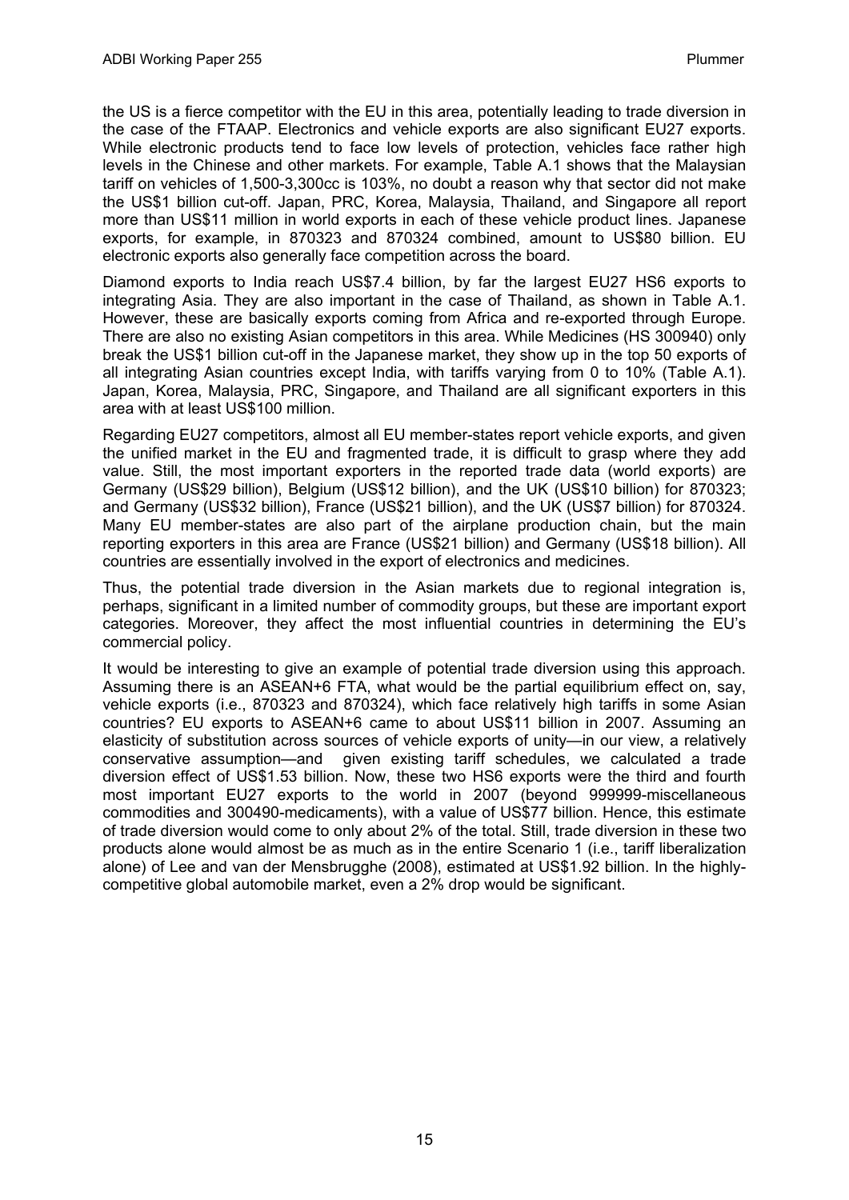the US is a fierce competitor with the EU in this area, potentially leading to trade diversion in the case of the FTAAP. Electronics and vehicle exports are also significant EU27 exports. While electronic products tend to face low levels of protection, vehicles face rather high levels in the Chinese and other markets. For example, Table A.1 shows that the Malaysian tariff on vehicles of 1,500-3,300cc is 103%, no doubt a reason why that sector did not make the US$1 billion cut-off. Japan, PRC, Korea, Malaysia, Thailand, and Singapore all report more than US$11 million in world exports in each of these vehicle product lines. Japanese exports, for example, in 870323 and 870324 combined, amount to US$80 billion. EU electronic exports also generally face competition across the board.

Diamond exports to India reach US$7.4 billion, by far the largest EU27 HS6 exports to integrating Asia. They are also important in the case of Thailand, as shown in Table A.1. However, these are basically exports coming from Africa and re-exported through Europe. There are also no existing Asian competitors in this area. While Medicines (HS 300940) only break the US$1 billion cut-off in the Japanese market, they show up in the top 50 exports of all integrating Asian countries except India, with tariffs varying from 0 to 10% (Table A.1). Japan, Korea, Malaysia, PRC, Singapore, and Thailand are all significant exporters in this area with at least US$100 million.

Regarding EU27 competitors, almost all EU member-states report vehicle exports, and given the unified market in the EU and fragmented trade, it is difficult to grasp where they add value. Still, the most important exporters in the reported trade data (world exports) are Germany (US$29 billion), Belgium (US$12 billion), and the UK (US$10 billion) for 870323; and Germany (US$32 billion), France (US$21 billion), and the UK (US$7 billion) for 870324. Many EU member-states are also part of the airplane production chain, but the main reporting exporters in this area are France (US$21 billion) and Germany (US$18 billion). All countries are essentially involved in the export of electronics and medicines.

Thus, the potential trade diversion in the Asian markets due to regional integration is, perhaps, significant in a limited number of commodity groups, but these are important export categories. Moreover, they affect the most influential countries in determining the EU's commercial policy.

It would be interesting to give an example of potential trade diversion using this approach. Assuming there is an ASEAN+6 FTA, what would be the partial equilibrium effect on, say, vehicle exports (i.e., 870323 and 870324), which face relatively high tariffs in some Asian countries? EU exports to ASEAN+6 came to about US$11 billion in 2007. Assuming an elasticity of substitution across sources of vehicle exports of unity—in our view, a relatively conservative assumption—and given existing tariff schedules, we calculated a trade diversion effect of US$1.53 billion. Now, these two HS6 exports were the third and fourth most important EU27 exports to the world in 2007 (beyond 999999-miscellaneous commodities and 300490-medicaments), with a value of US$77 billion. Hence, this estimate of trade diversion would come to only about 2% of the total. Still, trade diversion in these two products alone would almost be as much as in the entire Scenario 1 (i.e., tariff liberalization alone) of Lee and van der Mensbrugghe (2008), estimated at US$1.92 billion. In the highly-competitive global automobile market, even a 2% drop would be significant.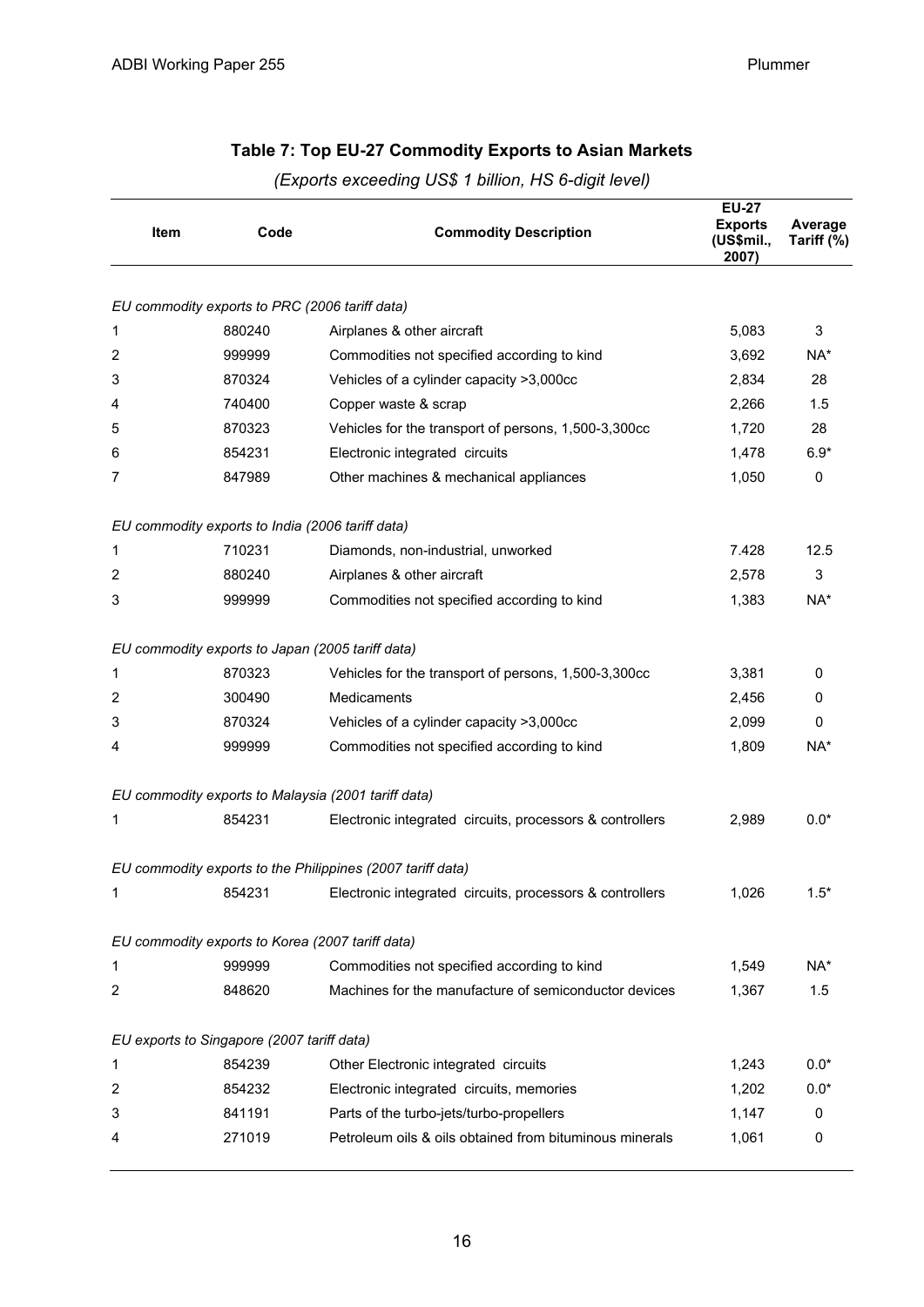## Table 7: Top EU-27 Commodity Exports to Asian Markets

*(Exports exceeding US$ 1 billion, HS 6-digit level)*

| Item | Code | Commodity Description | EU-27 Exports (US$mil., 2007) | Average Tariff (%) |
|---|---|---|---|---|
| *EU commodity exports to PRC (2006 tariff data)* | | | | |
| 1 | 880240 | Airplanes & other aircraft | 5,083 | 3 |
| 2 | 999999 | Commodities not specified according to kind | 3,692 | NA* |
| 3 | 870324 | Vehicles of a cylinder capacity >3,000cc | 2,834 | 28 |
| 4 | 740400 | Copper waste & scrap | 2,266 | 1.5 |
| 5 | 870323 | Vehicles for the transport of persons, 1,500-3,300cc | 1,720 | 28 |
| 6 | 854231 | Electronic integrated circuits | 1,478 | 6.9* |
| 7 | 847989 | Other machines & mechanical appliances | 1,050 | 0 |
| *EU commodity exports to India (2006 tariff data)* | | | | |
| 1 | 710231 | Diamonds, non-industrial, unworked | 7.428 | 12.5 |
| 2 | 880240 | Airplanes & other aircraft | 2,578 | 3 |
| 3 | 999999 | Commodities not specified according to kind | 1,383 | NA* |
| *EU commodity exports to Japan (2005 tariff data)* | | | | |
| 1 | 870323 | Vehicles for the transport of persons, 1,500-3,300cc | 3,381 | 0 |
| 2 | 300490 | Medicaments | 2,456 | 0 |
| 3 | 870324 | Vehicles of a cylinder capacity >3,000cc | 2,099 | 0 |
| 4 | 999999 | Commodities not specified according to kind | 1,809 | NA* |
| *EU commodity exports to Malaysia (2001 tariff data)* | | | | |
| 1 | 854231 | Electronic integrated circuits, processors & controllers | 2,989 | 0.0* |
| *EU commodity exports to the Philippines (2007 tariff data)* | | | | |
| 1 | 854231 | Electronic integrated circuits, processors & controllers | 1,026 | 1.5* |
| *EU commodity exports to Korea (2007 tariff data)* | | | | |
| 1 | 999999 | Commodities not specified according to kind | 1,549 | NA* |
| 2 | 848620 | Machines for the manufacture of semiconductor devices | 1,367 | 1.5 |
| *EU exports to Singapore (2007 tariff data)* | | | | |
| 1 | 854239 | Other Electronic integrated circuits | 1,243 | 0.0* |
| 2 | 854232 | Electronic integrated circuits, memories | 1,202 | 0.0* |
| 3 | 841191 | Parts of the turbo-jets/turbo-propellers | 1,147 | 0 |
| 4 | 271019 | Petroleum oils & oils obtained from bituminous minerals | 1,061 | 0 |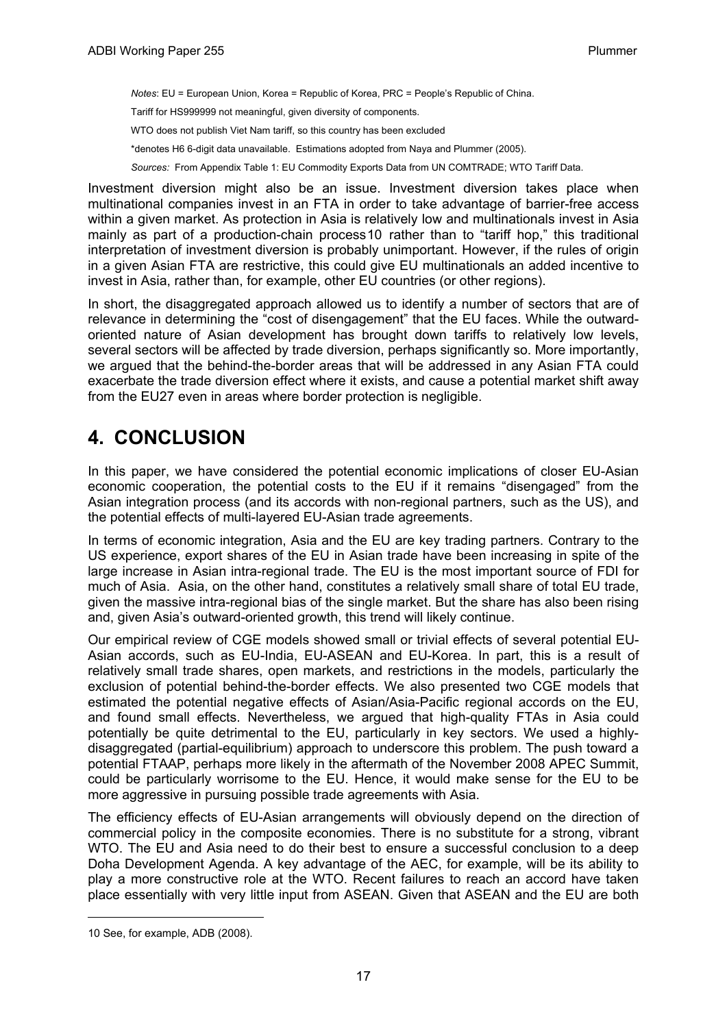*Notes*: EU = European Union, Korea = Republic of Korea, PRC = People's Republic of China.

Tariff for HS999999 not meaningful, given diversity of components.

WTO does not publish Viet Nam tariff, so this country has been excluded

*denotes H6 6-digit data unavailable. Estimations adopted from Naya and Plummer (2005).

*Sources:* From Appendix Table 1: EU Commodity Exports Data from UN COMTRADE; WTO Tariff Data.

Investment diversion might also be an issue. Investment diversion takes place when multinational companies invest in an FTA in order to take advantage of barrier-free access within a given market. As protection in Asia is relatively low and multinationals invest in Asia mainly as part of a production-chain process[10] rather than to "tariff hop," this traditional interpretation of investment diversion is probably unimportant. However, if the rules of origin in a given Asian FTA are restrictive, this could give EU multinationals an added incentive to invest in Asia, rather than, for example, other EU countries (or other regions).

In short, the disaggregated approach allowed us to identify a number of sectors that are of relevance in determining the "cost of disengagement" that the EU faces. While the outward-oriented nature of Asian development has brought down tariffs to relatively low levels, several sectors will be affected by trade diversion, perhaps significantly so. More importantly, we argued that the behind-the-border areas that will be addressed in any Asian FTA could exacerbate the trade diversion effect where it exists, and cause a potential market shift away from the EU27 even in areas where border protection is negligible.

# 4. CONCLUSION

In this paper, we have considered the potential economic implications of closer EU-Asian economic cooperation, the potential costs to the EU if it remains "disengaged" from the Asian integration process (and its accords with non-regional partners, such as the US), and the potential effects of multi-layered EU-Asian trade agreements.

In terms of economic integration, Asia and the EU are key trading partners. Contrary to the US experience, export shares of the EU in Asian trade have been increasing in spite of the large increase in Asian intra-regional trade. The EU is the most important source of FDI for much of Asia. Asia, on the other hand, constitutes a relatively small share of total EU trade, given the massive intra-regional bias of the single market. But the share has also been rising and, given Asia's outward-oriented growth, this trend will likely continue.

Our empirical review of CGE models showed small or trivial effects of several potential EU-Asian accords, such as EU-India, EU-ASEAN and EU-Korea. In part, this is a result of relatively small trade shares, open markets, and restrictions in the models, particularly the exclusion of potential behind-the-border effects. We also presented two CGE models that estimated the potential negative effects of Asian/Asia-Pacific regional accords on the EU, and found small effects. Nevertheless, we argued that high-quality FTAs in Asia could potentially be quite detrimental to the EU, particularly in key sectors. We used a highly-disaggregated (partial-equilibrium) approach to underscore this problem. The push toward a potential FTAAP, perhaps more likely in the aftermath of the November 2008 APEC Summit, could be particularly worrisome to the EU. Hence, it would make sense for the EU to be more aggressive in pursuing possible trade agreements with Asia.

The efficiency effects of EU-Asian arrangements will obviously depend on the direction of commercial policy in the composite economies. There is no substitute for a strong, vibrant WTO. The EU and Asia need to do their best to ensure a successful conclusion to a deep Doha Development Agenda. A key advantage of the AEC, for example, will be its ability to play a more constructive role at the WTO. Recent failures to reach an accord have taken place essentially with very little input from ASEAN. Given that ASEAN and the EU are both

---

10 See, for example, ADB (2008).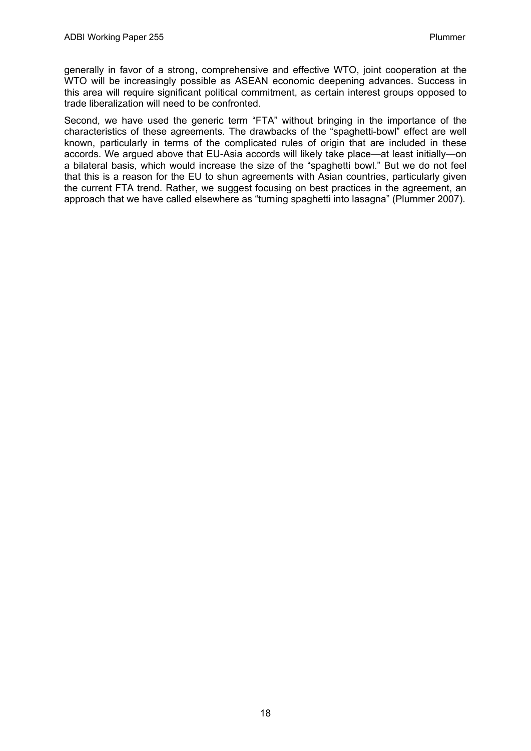generally in favor of a strong, comprehensive and effective WTO, joint cooperation at the WTO will be increasingly possible as ASEAN economic deepening advances. Success in this area will require significant political commitment, as certain interest groups opposed to trade liberalization will need to be confronted.

Second, we have used the generic term "FTA" without bringing in the importance of the characteristics of these agreements. The drawbacks of the "spaghetti-bowl" effect are well known, particularly in terms of the complicated rules of origin that are included in these accords. We argued above that EU-Asia accords will likely take place—at least initially—on a bilateral basis, which would increase the size of the "spaghetti bowl." But we do not feel that this is a reason for the EU to shun agreements with Asian countries, particularly given the current FTA trend. Rather, we suggest focusing on best practices in the agreement, an approach that we have called elsewhere as "turning spaghetti into lasagna" (Plummer 2007).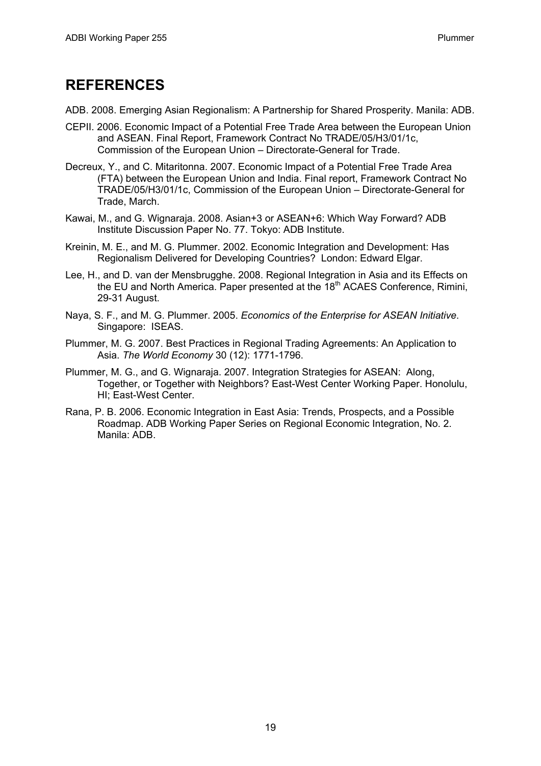## REFERENCES

ADB. 2008. Emerging Asian Regionalism: A Partnership for Shared Prosperity. Manila: ADB.

CEPII. 2006. Economic Impact of a Potential Free Trade Area between the European Union and ASEAN. Final Report, Framework Contract No TRADE/05/H3/01/1c, Commission of the European Union – Directorate-General for Trade.

Decreux, Y., and C. Mitaritonna. 2007. Economic Impact of a Potential Free Trade Area (FTA) between the European Union and India. Final report, Framework Contract No TRADE/05/H3/01/1c, Commission of the European Union – Directorate-General for Trade, March.

Kawai, M., and G. Wignaraja. 2008. Asian+3 or ASEAN+6: Which Way Forward? ADB Institute Discussion Paper No. 77. Tokyo: ADB Institute.

Kreinin, M. E., and M. G. Plummer. 2002. Economic Integration and Development: Has Regionalism Delivered for Developing Countries? London: Edward Elgar.

Lee, H., and D. van der Mensbrugghe. 2008. Regional Integration in Asia and its Effects on the EU and North America. Paper presented at the 18th ACAES Conference, Rimini, 29-31 August.

Naya, S. F., and M. G. Plummer. 2005. *Economics of the Enterprise for ASEAN Initiative*. Singapore: ISEAS.

Plummer, M. G. 2007. Best Practices in Regional Trading Agreements: An Application to Asia. *The World Economy* 30 (12): 1771-1796.

Plummer, M. G., and G. Wignaraja. 2007. Integration Strategies for ASEAN: Along, Together, or Together with Neighbors? East-West Center Working Paper. Honolulu, HI; East-West Center.

Rana, P. B. 2006. Economic Integration in East Asia: Trends, Prospects, and a Possible Roadmap. ADB Working Paper Series on Regional Economic Integration, No. 2. Manila: ADB.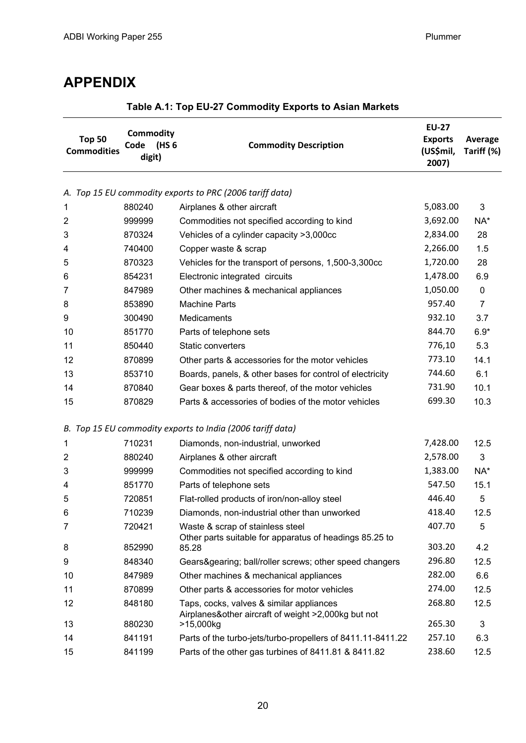# APPENDIX

**Table A.1: Top EU-27 Commodity Exports to Asian Markets**

| Top 50 Commodities | Commodity Code (HS 6 digit) | Commodity Description | EU-27 Exports (US$mil, 2007) | Average Tariff (%) |
|---|---|---|---|---|
| *A. Top 15 EU commodity exports to PRC (2006 tariff data)* | | | | |
| 1 | 880240 | Airplanes & other aircraft | 5,083.00 | 3 |
| 2 | 999999 | Commodities not specified according to kind | 3,692.00 | NA* |
| 3 | 870324 | Vehicles of a cylinder capacity >3,000cc | 2,834.00 | 28 |
| 4 | 740400 | Copper waste & scrap | 2,266.00 | 1.5 |
| 5 | 870323 | Vehicles for the transport of persons, 1,500-3,300cc | 1,720.00 | 28 |
| 6 | 854231 | Electronic integrated circuits | 1,478.00 | 6.9 |
| 7 | 847989 | Other machines & mechanical appliances | 1,050.00 | 0 |
| 8 | 853890 | Machine Parts | 957.40 | 7 |
| 9 | 300490 | Medicaments | 932.10 | 3.7 |
| 10 | 851770 | Parts of telephone sets | 844.70 | 6.9* |
| 11 | 850440 | Static converters | 776,10 | 5.3 |
| 12 | 870899 | Other parts & accessories for the motor vehicles | 773.10 | 14.1 |
| 13 | 853710 | Boards, panels, & other bases for control of electricity | 744.60 | 6.1 |
| 14 | 870840 | Gear boxes & parts thereof, of the motor vehicles | 731.90 | 10.1 |
| 15 | 870829 | Parts & accessories of bodies of the motor vehicles | 699.30 | 10.3 |
| *B. Top 15 EU commodity exports to India (2006 tariff data)* | | | | |
| 1 | 710231 | Diamonds, non-industrial, unworked | 7,428.00 | 12.5 |
| 2 | 880240 | Airplanes & other aircraft | 2,578.00 | 3 |
| 3 | 999999 | Commodities not specified according to kind | 1,383.00 | NA* |
| 4 | 851770 | Parts of telephone sets | 547.50 | 15.1 |
| 5 | 720851 | Flat-rolled products of iron/non-alloy steel | 446.40 | 5 |
| 6 | 710239 | Diamonds, non-industrial other than unworked | 418.40 | 12.5 |
| 7 | 720421 | Waste & scrap of stainless steel | 407.70 | 5 |
| 8 | 852990 | Other parts suitable for apparatus of headings 85.25 to 85.28 | 303.20 | 4.2 |
| 9 | 848340 | Gears&gearing; ball/roller screws; other speed changers | 296.80 | 12.5 |
| 10 | 847989 | Other machines & mechanical appliances | 282.00 | 6.6 |
| 11 | 870899 | Other parts & accessories for motor vehicles | 274.00 | 12.5 |
| 12 | 848180 | Taps, cocks, valves & similar appliances | 268.80 | 12.5 |
| 13 | 880230 | Airplanes&other aircraft of weight >2,000kg but not >15,000kg | 265.30 | 3 |
| 14 | 841191 | Parts of the turbo-jets/turbo-propellers of 8411.11-8411.22 | 257.10 | 6.3 |
| 15 | 841199 | Parts of the other gas turbines of 8411.81 & 8411.82 | 238.60 | 12.5 |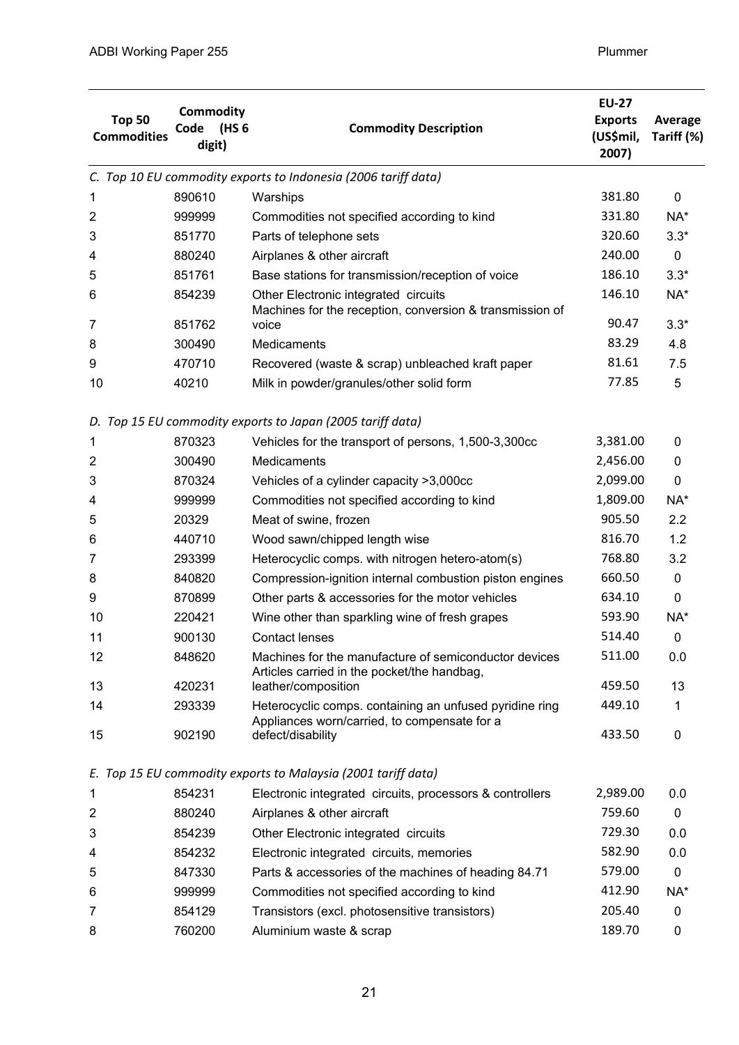| Top 50 Commodities | Commodity Code (HS 6 digit) | Commodity Description | EU-27 Exports (US$mil, 2007) | Average Tariff (%) |
|---|---|---|---|---|
| *C. Top 10 EU commodity exports to Indonesia (2006 tariff data)* | | | | |
| 1 | 890610 | Warships | 381.80 | 0 |
| 2 | 999999 | Commodities not specified according to kind | 331.80 | NA* |
| 3 | 851770 | Parts of telephone sets | 320.60 | 3.3* |
| 4 | 880240 | Airplanes & other aircraft | 240.00 | 0 |
| 5 | 851761 | Base stations for transmission/reception of voice | 186.10 | 3.3* |
| 6 | 854239 | Other Electronic integrated circuits | 146.10 | NA* |
| 7 | 851762 | Machines for the reception, conversion & transmission of voice | 90.47 | 3.3* |
| 8 | 300490 | Medicaments | 83.29 | 4.8 |
| 9 | 470710 | Recovered (waste & scrap) unbleached kraft paper | 81.61 | 7.5 |
| 10 | 40210 | Milk in powder/granules/other solid form | 77.85 | 5 |
| *D. Top 15 EU commodity exports to Japan (2005 tariff data)* | | | | |
| 1 | 870323 | Vehicles for the transport of persons, 1,500-3,300cc | 3,381.00 | 0 |
| 2 | 300490 | Medicaments | 2,456.00 | 0 |
| 3 | 870324 | Vehicles of a cylinder capacity >3,000cc | 2,099.00 | 0 |
| 4 | 999999 | Commodities not specified according to kind | 1,809.00 | NA* |
| 5 | 20329 | Meat of swine, frozen | 905.50 | 2.2 |
| 6 | 440710 | Wood sawn/chipped length wise | 816.70 | 1.2 |
| 7 | 293399 | Heterocyclic comps. with nitrogen hetero-atom(s) | 768.80 | 3.2 |
| 8 | 840820 | Compression-ignition internal combustion piston engines | 660.50 | 0 |
| 9 | 870899 | Other parts & accessories for the motor vehicles | 634.10 | 0 |
| 10 | 220421 | Wine other than sparkling wine of fresh grapes | 593.90 | NA* |
| 11 | 900130 | Contact lenses | 514.40 | 0 |
| 12 | 848620 | Machines for the manufacture of semiconductor devices | 511.00 | 0.0 |
| 13 | 420231 | Articles carried in the pocket/the handbag, leather/composition | 459.50 | 13 |
| 14 | 293339 | Heterocyclic comps. containing an unfused pyridine ring | 449.10 | 1 |
| 15 | 902190 | Appliances worn/carried, to compensate for a defect/disability | 433.50 | 0 |
| *E. Top 15 EU commodity exports to Malaysia (2001 tariff data)* | | | | |
| 1 | 854231 | Electronic integrated circuits, processors & controllers | 2,989.00 | 0.0 |
| 2 | 880240 | Airplanes & other aircraft | 759.60 | 0 |
| 3 | 854239 | Other Electronic integrated circuits | 729.30 | 0.0 |
| 4 | 854232 | Electronic integrated circuits, memories | 582.90 | 0.0 |
| 5 | 847330 | Parts & accessories of the machines of heading 84.71 | 579.00 | 0 |
| 6 | 999999 | Commodities not specified according to kind | 412.90 | NA* |
| 7 | 854129 | Transistors (excl. photosensitive transistors) | 205.40 | 0 |
| 8 | 760200 | Aluminium waste & scrap | 189.70 | 0 |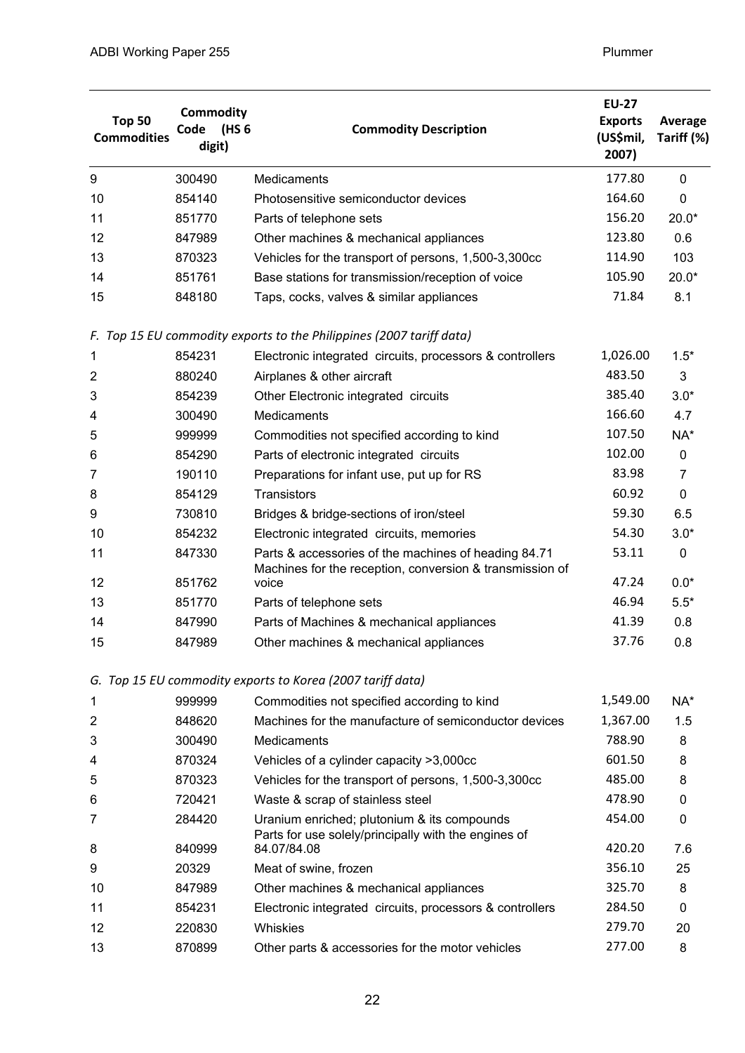| Top 50 Commodities | Commodity Code (HS 6 digit) | Commodity Description | EU-27 Exports (US$mil, 2007) | Average Tariff (%) |
|---|---|---|---|---|
| 9 | 300490 | Medicaments | 177.80 | 0 |
| 10 | 854140 | Photosensitive semiconductor devices | 164.60 | 0 |
| 11 | 851770 | Parts of telephone sets | 156.20 | 20.0* |
| 12 | 847989 | Other machines & mechanical appliances | 123.80 | 0.6 |
| 13 | 870323 | Vehicles for the transport of persons, 1,500-3,300cc | 114.90 | 103 |
| 14 | 851761 | Base stations for transmission/reception of voice | 105.90 | 20.0* |
| 15 | 848180 | Taps, cocks, valves & similar appliances | 71.84 | 8.1 |
| *F. Top 15 EU commodity exports to the Philippines (2007 tariff data)* | | | | |
| 1 | 854231 | Electronic integrated circuits, processors & controllers | 1,026.00 | 1.5* |
| 2 | 880240 | Airplanes & other aircraft | 483.50 | 3 |
| 3 | 854239 | Other Electronic integrated circuits | 385.40 | 3.0* |
| 4 | 300490 | Medicaments | 166.60 | 4.7 |
| 5 | 999999 | Commodities not specified according to kind | 107.50 | NA* |
| 6 | 854290 | Parts of electronic integrated circuits | 102.00 | 0 |
| 7 | 190110 | Preparations for infant use, put up for RS | 83.98 | 7 |
| 8 | 854129 | Transistors | 60.92 | 0 |
| 9 | 730810 | Bridges & bridge-sections of iron/steel | 59.30 | 6.5 |
| 10 | 854232 | Electronic integrated circuits, memories | 54.30 | 3.0* |
| 11 | 847330 | Parts & accessories of the machines of heading 84.71 | 53.11 | 0 |
| 12 | 851762 | Machines for the reception, conversion & transmission of voice | 47.24 | 0.0* |
| 13 | 851770 | Parts of telephone sets | 46.94 | 5.5* |
| 14 | 847990 | Parts of Machines & mechanical appliances | 41.39 | 0.8 |
| 15 | 847989 | Other machines & mechanical appliances | 37.76 | 0.8 |
| *G. Top 15 EU commodity exports to Korea (2007 tariff data)* | | | | |
| 1 | 999999 | Commodities not specified according to kind | 1,549.00 | NA* |
| 2 | 848620 | Machines for the manufacture of semiconductor devices | 1,367.00 | 1.5 |
| 3 | 300490 | Medicaments | 788.90 | 8 |
| 4 | 870324 | Vehicles of a cylinder capacity >3,000cc | 601.50 | 8 |
| 5 | 870323 | Vehicles for the transport of persons, 1,500-3,300cc | 485.00 | 8 |
| 6 | 720421 | Waste & scrap of stainless steel | 478.90 | 0 |
| 7 | 284420 | Uranium enriched; plutonium & its compounds | 454.00 | 0 |
| 8 | 840999 | Parts for use solely/principally with the engines of 84.07/84.08 | 420.20 | 7.6 |
| 9 | 20329 | Meat of swine, frozen | 356.10 | 25 |
| 10 | 847989 | Other machines & mechanical appliances | 325.70 | 8 |
| 11 | 854231 | Electronic integrated circuits, processors & controllers | 284.50 | 0 |
| 12 | 220830 | Whiskies | 279.70 | 20 |
| 13 | 870899 | Other parts & accessories for the motor vehicles | 277.00 | 8 |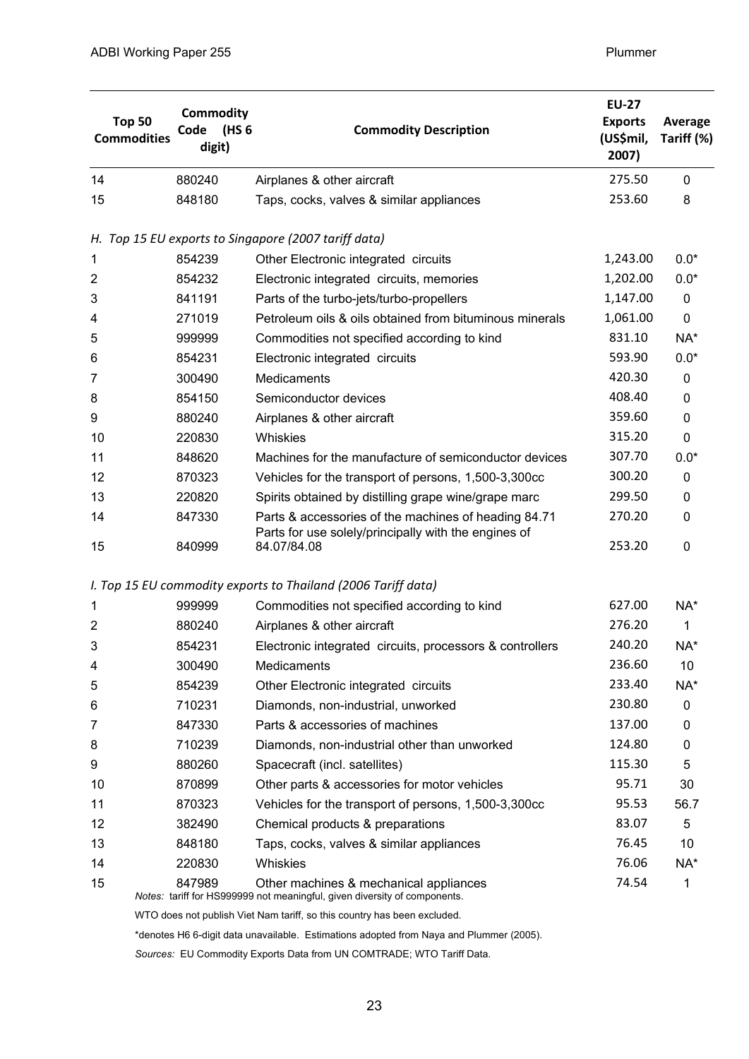| Top 50 Commodities | Commodity Code (HS 6 digit) | Commodity Description | EU-27 Exports (US$mil, 2007) | Average Tariff (%) |
|---|---|---|---|---|
| 14 | 880240 | Airplanes & other aircraft | 275.50 | 0 |
| 15 | 848180 | Taps, cocks, valves & similar appliances | 253.60 | 8 |
| *H. Top 15 EU exports to Singapore (2007 tariff data)* | | | | |
| 1 | 854239 | Other Electronic integrated circuits | 1,243.00 | 0.0* |
| 2 | 854232 | Electronic integrated circuits, memories | 1,202.00 | 0.0* |
| 3 | 841191 | Parts of the turbo-jets/turbo-propellers | 1,147.00 | 0 |
| 4 | 271019 | Petroleum oils & oils obtained from bituminous minerals | 1,061.00 | 0 |
| 5 | 999999 | Commodities not specified according to kind | 831.10 | NA* |
| 6 | 854231 | Electronic integrated circuits | 593.90 | 0.0* |
| 7 | 300490 | Medicaments | 420.30 | 0 |
| 8 | 854150 | Semiconductor devices | 408.40 | 0 |
| 9 | 880240 | Airplanes & other aircraft | 359.60 | 0 |
| 10 | 220830 | Whiskies | 315.20 | 0 |
| 11 | 848620 | Machines for the manufacture of semiconductor devices | 307.70 | 0.0* |
| 12 | 870323 | Vehicles for the transport of persons, 1,500-3,300cc | 300.20 | 0 |
| 13 | 220820 | Spirits obtained by distilling grape wine/grape marc | 299.50 | 0 |
| 14 | 847330 | Parts & accessories of the machines of heading 84.71 | 270.20 | 0 |
| 15 | 840999 | Parts for use solely/principally with the engines of 84.07/84.08 | 253.20 | 0 |
| *I. Top 15 EU commodity exports to Thailand (2006 Tariff data)* | | | | |
| 1 | 999999 | Commodities not specified according to kind | 627.00 | NA* |
| 2 | 880240 | Airplanes & other aircraft | 276.20 | 1 |
| 3 | 854231 | Electronic integrated circuits, processors & controllers | 240.20 | NA* |
| 4 | 300490 | Medicaments | 236.60 | 10 |
| 5 | 854239 | Other Electronic integrated circuits | 233.40 | NA* |
| 6 | 710231 | Diamonds, non-industrial, unworked | 230.80 | 0 |
| 7 | 847330 | Parts & accessories of machines | 137.00 | 0 |
| 8 | 710239 | Diamonds, non-industrial other than unworked | 124.80 | 0 |
| 9 | 880260 | Spacecraft (incl. satellites) | 115.30 | 5 |
| 10 | 870899 | Other parts & accessories for motor vehicles | 95.71 | 30 |
| 11 | 870323 | Vehicles for the transport of persons, 1,500-3,300cc | 95.53 | 56.7 |
| 12 | 382490 | Chemical products & preparations | 83.07 | 5 |
| 13 | 848180 | Taps, cocks, valves & similar appliances | 76.45 | 10 |
| 14 | 220830 | Whiskies | 76.06 | NA* |
| 15 | 847989 | Other machines & mechanical appliances | 74.54 | 1 |

*Notes:* tariff for HS999999 not meaningful, given diversity of components.

WTO does not publish Viet Nam tariff, so this country has been excluded.

*denotes H6 6-digit data unavailable. Estimations adopted from Naya and Plummer (2005).

*Sources:* EU Commodity Exports Data from UN COMTRADE; WTO Tariff Data.